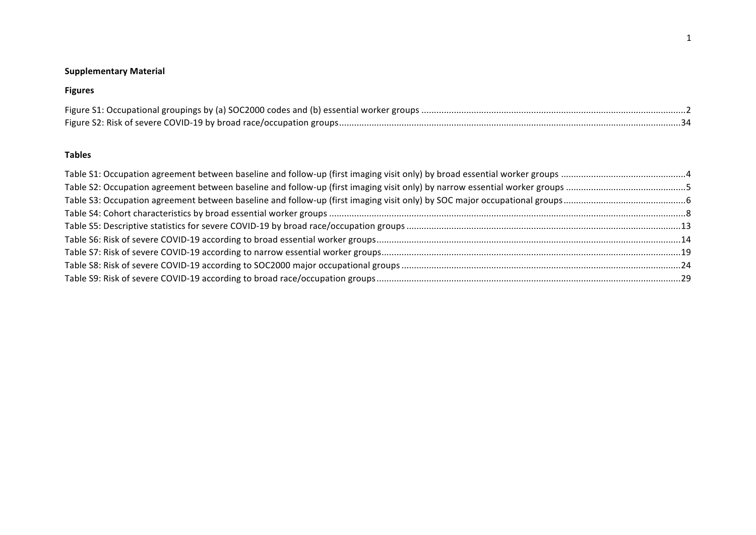**Supplementary Material**

**Figures**

Figure S1: Occupational groupings by (a) SOC2000 codes and (b) essential worker groups ........................................................................................................2
Figure S2: Risk of severe COVID-19 by broad race/occupation groups.......................................................................................................................................34

**Tables**

Table S1: Occupation agreement between baseline and follow-up (first imaging visit only) by broad essential worker groups .................................................4
Table S2: Occupation agreement between baseline and follow-up (first imaging visit only) by narrow essential worker groups ...............................................5
Table S3: Occupation agreement between baseline and follow-up (first imaging visit only) by SOC major occupational groups................................................6
Table S4: Cohort characteristics by broad essential worker groups ............................................................................................................................................8
Table S5: Descriptive statistics for severe COVID-19 by broad race/occupation groups ............................................................................................................13
Table S6: Risk of severe COVID-19 according to broad essential worker groups........................................................................................................................14
Table S7: Risk of severe COVID-19 according to narrow essential worker groups.......................................................................................................................19
Table S8: Risk of severe COVID-19 according to SOC2000 major occupational groups ..............................................................................................................24
Table S9: Risk of severe COVID-19 according to broad race/occupation groups.........................................................................................................................29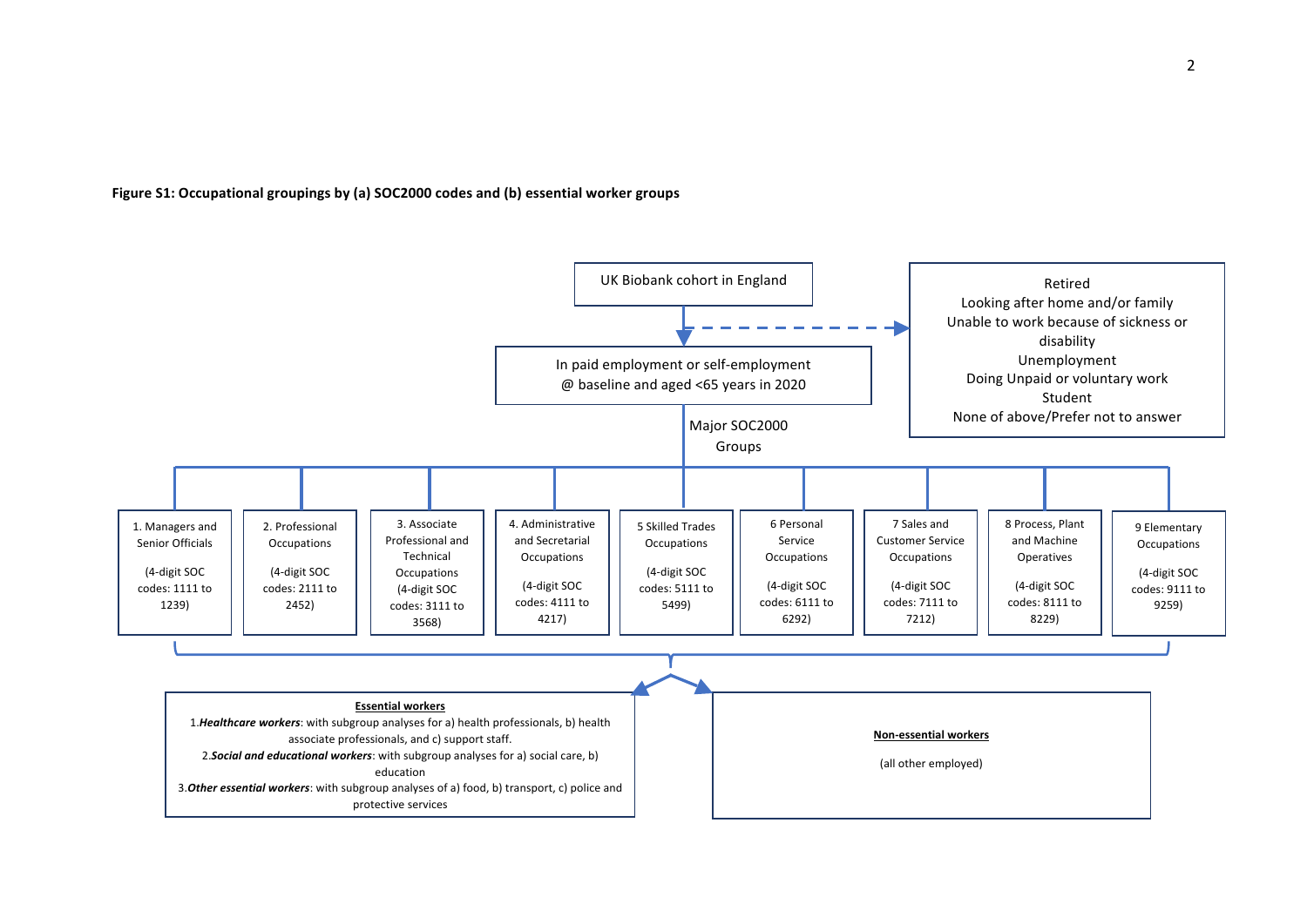**Figure S1: Occupational groupings by (a) SOC2000 codes and (b) essential worker groups**

UK Biobank cohort in England

Retired
Looking after home and/or family
Unable to work because of sickness or disability
Unemployment
Doing Unpaid or voluntary work
Student
None of above/Prefer not to answer

In paid employment or self-employment @ baseline and aged <65 years in 2020

Major SOC2000 Groups

1. Managers and Senior Officials (4-digit SOC codes: 1111 to 1239)

2. Professional Occupations (4-digit SOC codes: 2111 to 2452)

3. Associate Professional and Technical Occupations (4-digit SOC codes: 3111 to 3568)

4. Administrative and Secretarial Occupations (4-digit SOC codes: 4111 to 4217)

5 Skilled Trades Occupations (4-digit SOC codes: 5111 to 5499)

6 Personal Service Occupations (4-digit SOC codes: 6111 to 6292)

7 Sales and Customer Service Occupations (4-digit SOC codes: 7111 to 7212)

8 Process, Plant and Machine Operatives (4-digit SOC codes: 8111 to 8229)

9 Elementary Occupations (4-digit SOC codes: 9111 to 9259)

**Essential workers**

1. ***Healthcare workers***: with subgroup analyses for a) health professionals, b) health associate professionals, and c) support staff.
2. ***Social and educational workers***: with subgroup analyses for a) social care, b) education
3. ***Other essential workers***: with subgroup analyses of a) food, b) transport, c) police and protective services

**Non-essential workers**

(all other employed)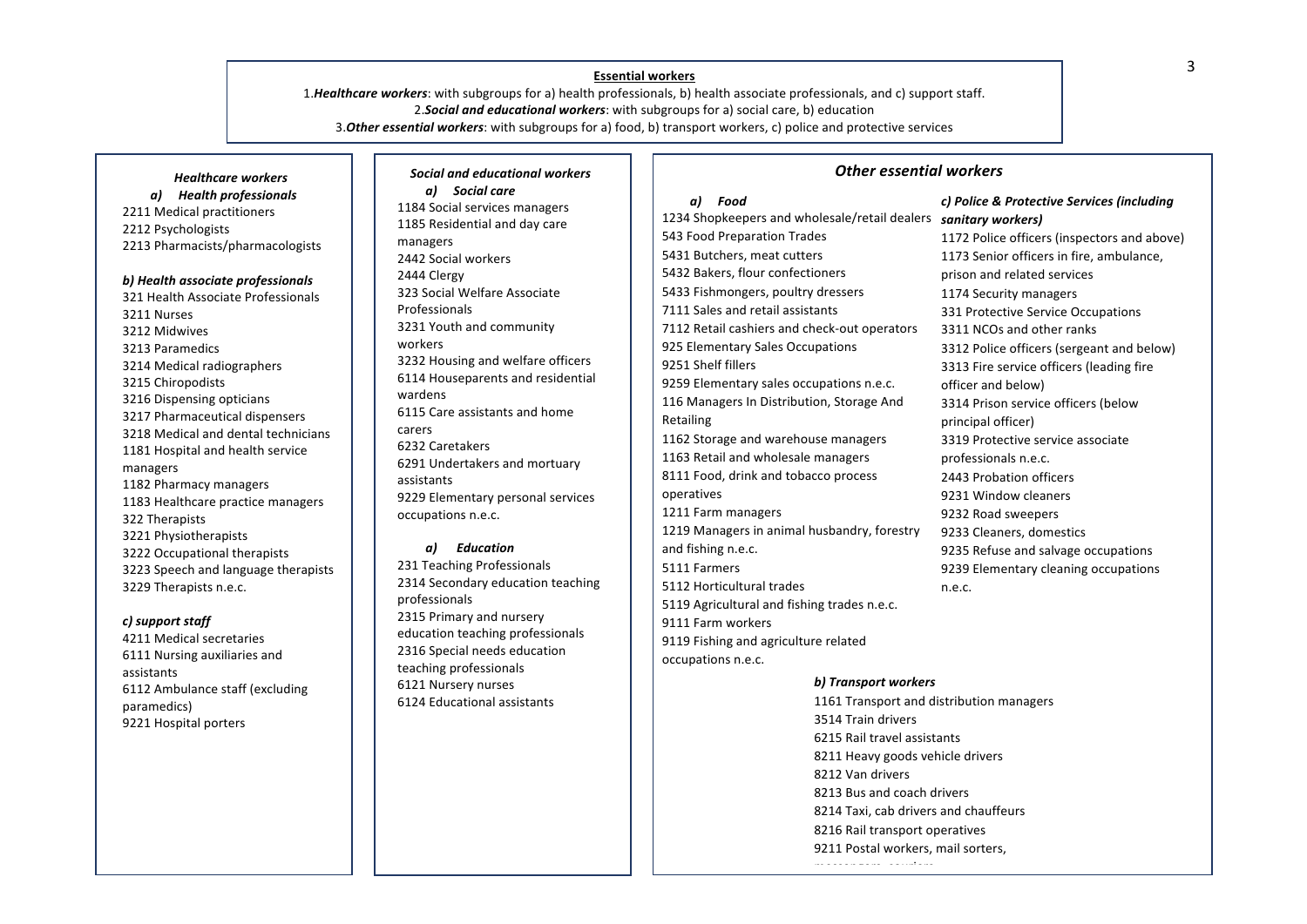**Essential workers**

1.***Healthcare workers***: with subgroups for a) health professionals, b) health associate professionals, and c) support staff.
2.***Social and educational workers***: with subgroups for a) social care, b) education
3.***Other essential workers***: with subgroups for a) food, b) transport workers, c) police and protective services

### *Healthcare workers*

***a) Health professionals***

2211 Medical practitioners
2212 Psychologists
2213 Pharmacists/pharmacologists

***b) Health associate professionals***

321 Health Associate Professionals
3211 Nurses
3212 Midwives
3213 Paramedics
3214 Medical radiographers
3215 Chiropodists
3216 Dispensing opticians
3217 Pharmaceutical dispensers
3218 Medical and dental technicians
1181 Hospital and health service managers
1182 Pharmacy managers
1183 Healthcare practice managers
322 Therapists
3221 Physiotherapists
3222 Occupational therapists
3223 Speech and language therapists
3229 Therapists n.e.c.

***c) support staff***

4211 Medical secretaries
6111 Nursing auxiliaries and assistants
6112 Ambulance staff (excluding paramedics)
9221 Hospital porters

### *Social and educational workers*

***a) Social care***

1184 Social services managers
1185 Residential and day care managers
2442 Social workers
2444 Clergy
323 Social Welfare Associate Professionals
3231 Youth and community workers
3232 Housing and welfare officers
6114 Houseparents and residential wardens
6115 Care assistants and home carers
6232 Caretakers
6291 Undertakers and mortuary assistants
9229 Elementary personal services occupations n.e.c.

***a) Education***

231 Teaching Professionals
2314 Secondary education teaching professionals
2315 Primary and nursery education teaching professionals
2316 Special needs education teaching professionals
6121 Nursery nurses
6124 Educational assistants

### *Other essential workers*

***a) Food***

1234 Shopkeepers and wholesale/retail dealers
543 Food Preparation Trades
5431 Butchers, meat cutters
5432 Bakers, flour confectioners
5433 Fishmongers, poultry dressers
7111 Sales and retail assistants
7112 Retail cashiers and check-out operators
925 Elementary Sales Occupations
9251 Shelf fillers
9259 Elementary sales occupations n.e.c.
116 Managers In Distribution, Storage And Retailing
1162 Storage and warehouse managers
1163 Retail and wholesale managers
8111 Food, drink and tobacco process operatives
1211 Farm managers
1219 Managers in animal husbandry, forestry and fishing n.e.c.
5111 Farmers
5112 Horticultural trades
5119 Agricultural and fishing trades n.e.c.
9111 Farm workers
9119 Fishing and agriculture related occupations n.e.c.

***b) Transport workers***

1161 Transport and distribution managers
3514 Train drivers
6215 Rail travel assistants
8211 Heavy goods vehicle drivers
8212 Van drivers
8213 Bus and coach drivers
8214 Taxi, cab drivers and chauffeurs
8216 Rail transport operatives
9211 Postal workers, mail sorters, messengers, couriers

***c) Police & Protective Services (including sanitary workers)***

1172 Police officers (inspectors and above)
1173 Senior officers in fire, ambulance, prison and related services
1174 Security managers
331 Protective Service Occupations
3311 NCOs and other ranks
3312 Police officers (sergeant and below)
3313 Fire service officers (leading fire officer and below)
3314 Prison service officers (below principal officer)
3319 Protective service associate professionals n.e.c.
2443 Probation officers
9231 Window cleaners
9232 Road sweepers
9233 Cleaners, domestics
9235 Refuse and salvage occupations
9239 Elementary cleaning occupations n.e.c.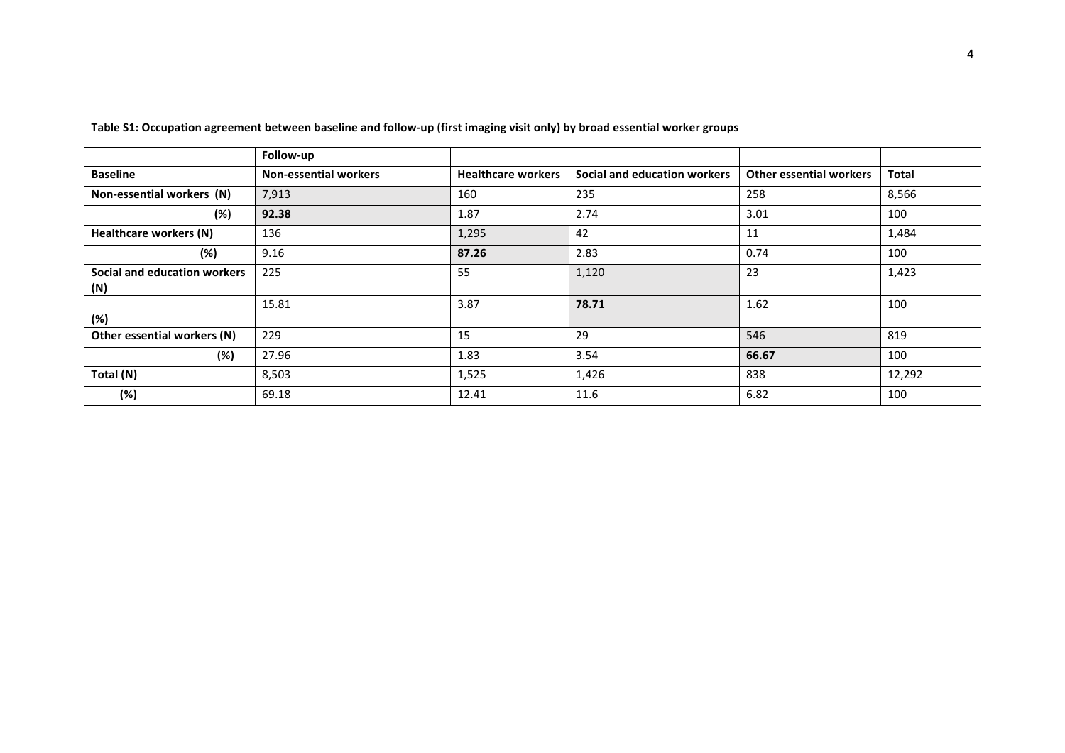**Table S1: Occupation agreement between baseline and follow-up (first imaging visit only) by broad essential worker groups**

| | Follow-up | | | | |
|---|---|---|---|---|---|
| **Baseline** | **Non-essential workers** | **Healthcare workers** | **Social and education workers** | **Other essential workers** | **Total** |
| **Non-essential workers (N)** | 7,913 | 160 | 235 | 258 | 8,566 |
| **(%)** | **92.38** | 1.87 | 2.74 | 3.01 | 100 |
| **Healthcare workers (N)** | 136 | 1,295 | 42 | 11 | 1,484 |
| **(%)** | 9.16 | **87.26** | 2.83 | 0.74 | 100 |
| **Social and education workers (N)** | 225 | 55 | 1,120 | 23 | 1,423 |
| **(%)** | 15.81 | 3.87 | **78.71** | 1.62 | 100 |
| **Other essential workers (N)** | 229 | 15 | 29 | 546 | 819 |
| **(%)** | 27.96 | 1.83 | 3.54 | **66.67** | 100 |
| **Total (N)** | 8,503 | 1,525 | 1,426 | 838 | 12,292 |
| **(%)** | 69.18 | 12.41 | 11.6 | 6.82 | 100 |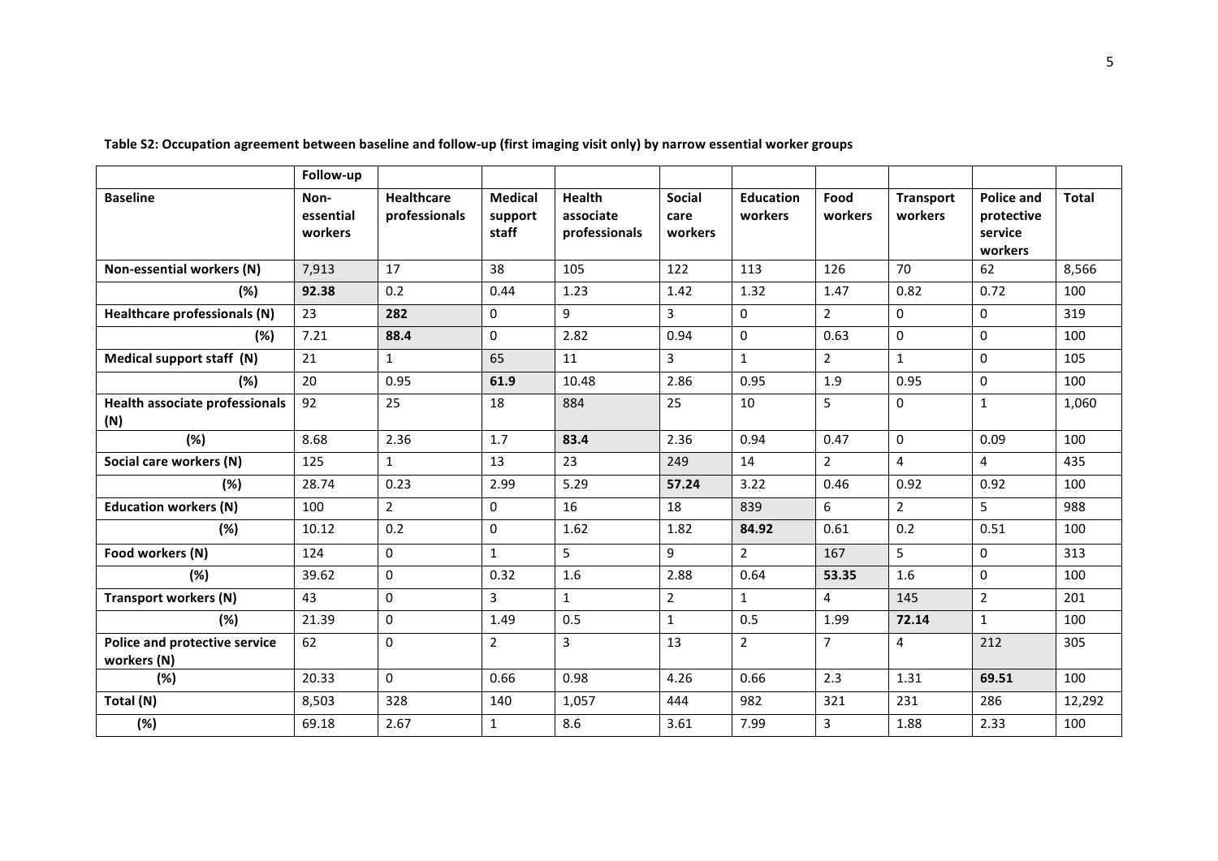**Table S2: Occupation agreement between baseline and follow-up (first imaging visit only) by narrow essential worker groups**

| | Follow-up | | | | | | | | | |
|---|---|---|---|---|---|---|---|---|---|---|
| **Baseline** | **Non-essential workers** | **Healthcare professionals** | **Medical support staff** | **Health associate professionals** | **Social care workers** | **Education workers** | **Food workers** | **Transport workers** | **Police and protective service workers** | **Total** |
| **Non-essential workers (N)** | 7,913 | 17 | 38 | 105 | 122 | 113 | 126 | 70 | 62 | 8,566 |
| **(%)** | **92.38** | 0.2 | 0.44 | 1.23 | 1.42 | 1.32 | 1.47 | 0.82 | 0.72 | 100 |
| **Healthcare professionals (N)** | 23 | **282** | 0 | 9 | 3 | 0 | 2 | 0 | 0 | 319 |
| **(%)** | 7.21 | **88.4** | 0 | 2.82 | 0.94 | 0 | 0.63 | 0 | 0 | 100 |
| **Medical support staff (N)** | 21 | 1 | 65 | 11 | 3 | 1 | 2 | 1 | 0 | 105 |
| **(%)** | 20 | 0.95 | **61.9** | 10.48 | 2.86 | 0.95 | 1.9 | 0.95 | 0 | 100 |
| **Health associate professionals (N)** | 92 | 25 | 18 | 884 | 25 | 10 | 5 | 0 | 1 | 1,060 |
| **(%)** | 8.68 | 2.36 | 1.7 | **83.4** | 2.36 | 0.94 | 0.47 | 0 | 0.09 | 100 |
| **Social care workers (N)** | 125 | 1 | 13 | 23 | 249 | 14 | 2 | 4 | 4 | 435 |
| **(%)** | 28.74 | 0.23 | 2.99 | 5.29 | **57.24** | 3.22 | 0.46 | 0.92 | 0.92 | 100 |
| **Education workers (N)** | 100 | 2 | 0 | 16 | 18 | 839 | 6 | 2 | 5 | 988 |
| **(%)** | 10.12 | 0.2 | 0 | 1.62 | 1.82 | **84.92** | 0.61 | 0.2 | 0.51 | 100 |
| **Food workers (N)** | 124 | 0 | 1 | 5 | 9 | 2 | 167 | 5 | 0 | 313 |
| **(%)** | 39.62 | 0 | 0.32 | 1.6 | 2.88 | 0.64 | **53.35** | 1.6 | 0 | 100 |
| **Transport workers (N)** | 43 | 0 | 3 | 1 | 2 | 1 | 4 | 145 | 2 | 201 |
| **(%)** | 21.39 | 0 | 1.49 | 0.5 | 1 | 0.5 | 1.99 | **72.14** | 1 | 100 |
| **Police and protective service workers (N)** | 62 | 0 | 2 | 3 | 13 | 2 | 7 | 4 | 212 | 305 |
| **(%)** | 20.33 | 0 | 0.66 | 0.98 | 4.26 | 0.66 | 2.3 | 1.31 | **69.51** | 100 |
| **Total (N)** | 8,503 | 328 | 140 | 1,057 | 444 | 982 | 321 | 231 | 286 | 12,292 |
| **(%)** | 69.18 | 2.67 | 1 | 8.6 | 3.61 | 7.99 | 3 | 1.88 | 2.33 | 100 |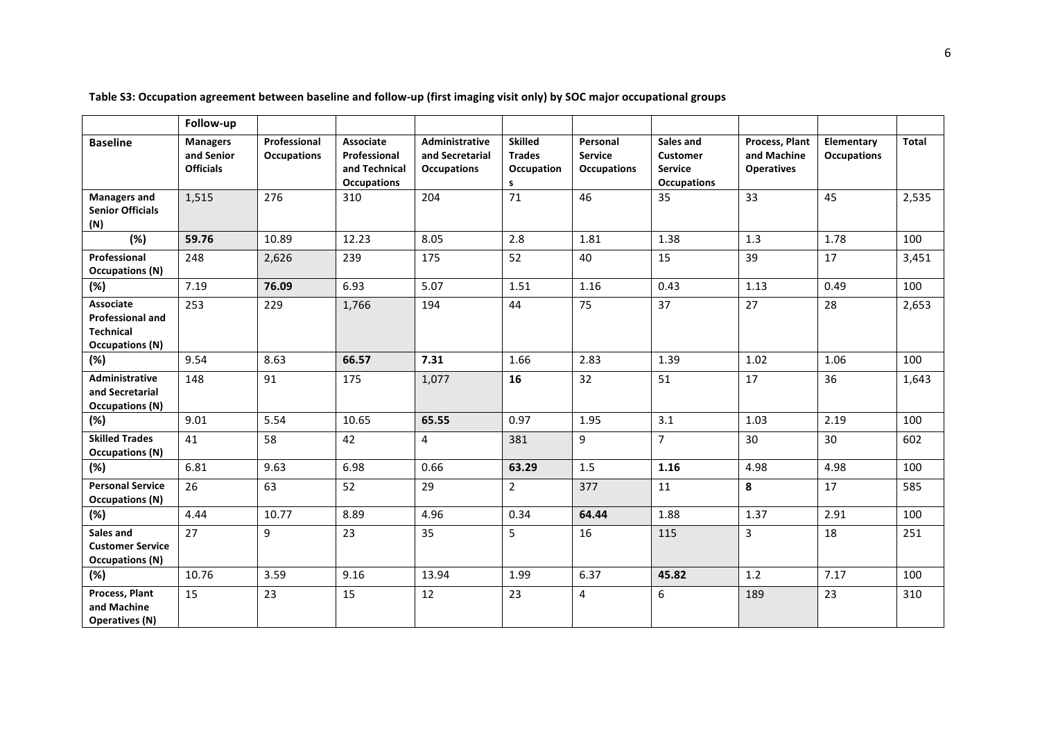**Table S3: Occupation agreement between baseline and follow-up (first imaging visit only) by SOC major occupational groups**

| | Follow-up | | | | | | | | | |
|---|---|---|---|---|---|---|---|---|---|---|
| **Baseline** | **Managers and Senior Officials** | **Professional Occupations** | **Associate Professional and Technical Occupations** | **Administrative and Secretarial Occupations** | **Skilled Trades Occupations** | **Personal Service Occupations** | **Sales and Customer Service Occupations** | **Process, Plant and Machine Operatives** | **Elementary Occupations** | **Total** |
| **Managers and Senior Officials (N)** | 1,515 | 276 | 310 | 204 | 71 | 46 | 35 | 33 | 45 | 2,535 |
| **(%)** | **59.76** | 10.89 | 12.23 | 8.05 | 2.8 | 1.81 | 1.38 | 1.3 | 1.78 | 100 |
| **Professional Occupations (N)** | 248 | 2,626 | 239 | 175 | 52 | 40 | 15 | 39 | 17 | 3,451 |
| **(%)** | 7.19 | **76.09** | 6.93 | 5.07 | 1.51 | 1.16 | 0.43 | 1.13 | 0.49 | 100 |
| **Associate Professional and Technical Occupations (N)** | 253 | 229 | 1,766 | 194 | 44 | 75 | 37 | 27 | 28 | 2,653 |
| **(%)** | 9.54 | 8.63 | **66.57** | **7.31** | 1.66 | 2.83 | 1.39 | 1.02 | 1.06 | 100 |
| **Administrative and Secretarial Occupations (N)** | 148 | 91 | 175 | 1,077 | **16** | 32 | 51 | 17 | 36 | 1,643 |
| **(%)** | 9.01 | 5.54 | 10.65 | **65.55** | 0.97 | 1.95 | 3.1 | 1.03 | 2.19 | 100 |
| **Skilled Trades Occupations (N)** | 41 | 58 | 42 | 4 | 381 | 9 | 7 | 30 | 30 | 602 |
| **(%)** | 6.81 | 9.63 | 6.98 | 0.66 | **63.29** | 1.5 | **1.16** | 4.98 | 4.98 | 100 |
| **Personal Service Occupations (N)** | 26 | 63 | 52 | 29 | 2 | 377 | 11 | **8** | 17 | 585 |
| **(%)** | 4.44 | 10.77 | 8.89 | 4.96 | 0.34 | **64.44** | 1.88 | 1.37 | 2.91 | 100 |
| **Sales and Customer Service Occupations (N)** | 27 | 9 | 23 | 35 | 5 | 16 | 115 | 3 | 18 | 251 |
| **(%)** | 10.76 | 3.59 | 9.16 | 13.94 | 1.99 | 6.37 | **45.82** | 1.2 | 7.17 | 100 |
| **Process, Plant and Machine Operatives (N)** | 15 | 23 | 15 | 12 | 23 | 4 | 6 | 189 | 23 | 310 |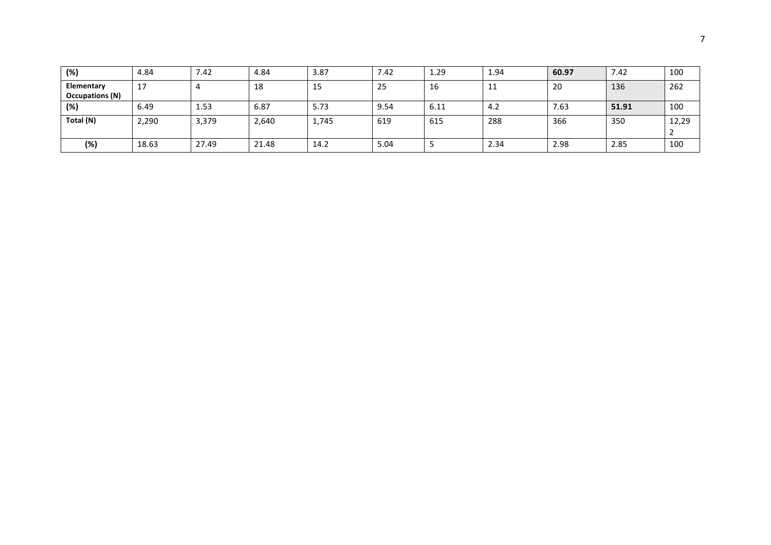| (%) | 4.84 | 7.42 | 4.84 | 3.87 | 7.42 | 1.29 | 1.94 | **60.97** | 7.42 | 100 |
|---|---|---|---|---|---|---|---|---|---|---|
| **Elementary Occupations (N)** | 17 | 4 | 18 | 15 | 25 | 16 | 11 | 20 | 136 | 262 |
| **(%)** | 6.49 | 1.53 | 6.87 | 5.73 | 9.54 | 6.11 | 4.2 | 7.63 | **51.91** | 100 |
| **Total (N)** | 2,290 | 3,379 | 2,640 | 1,745 | 619 | 615 | 288 | 366 | 350 | 12,292 |
| **(%)** | 18.63 | 27.49 | 21.48 | 14.2 | 5.04 | 5 | 2.34 | 2.98 | 2.85 | 100 |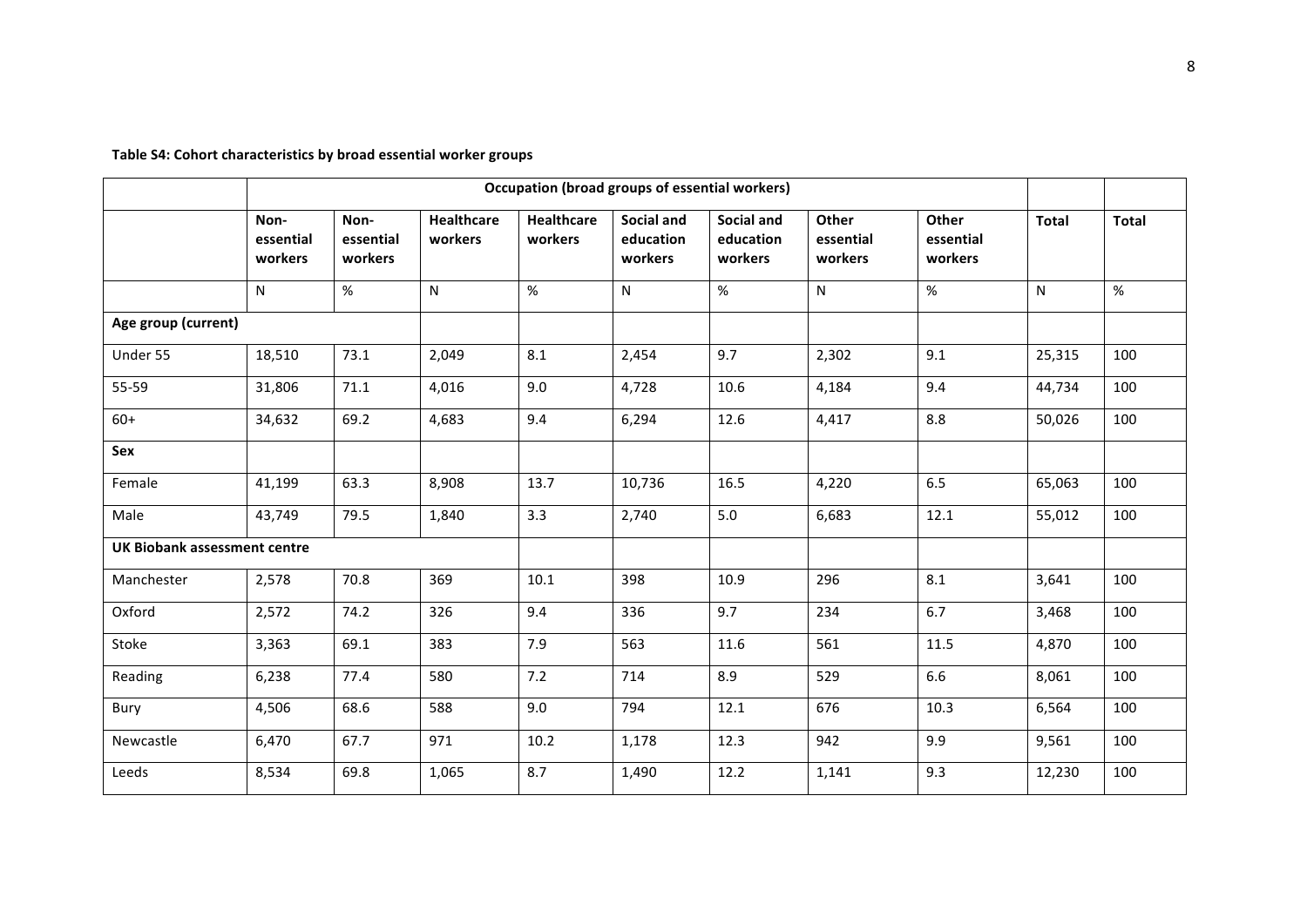**Table S4: Cohort characteristics by broad essential worker groups**

| | Occupation (broad groups of essential workers) | | | | | | | | | |
|---|---|---|---|---|---|---|---|---|---|---|
| | Non-essential workers | Non-essential workers | Healthcare workers | Healthcare workers | Social and education workers | Social and education workers | Other essential workers | Other essential workers | Total | Total |
| | N | % | N | % | N | % | N | % | N | % |
| **Age group (current)** | | | | | | | | | | |
| Under 55 | 18,510 | 73.1 | 2,049 | 8.1 | 2,454 | 9.7 | 2,302 | 9.1 | 25,315 | 100 |
| 55-59 | 31,806 | 71.1 | 4,016 | 9.0 | 4,728 | 10.6 | 4,184 | 9.4 | 44,734 | 100 |
| 60+ | 34,632 | 69.2 | 4,683 | 9.4 | 6,294 | 12.6 | 4,417 | 8.8 | 50,026 | 100 |
| **Sex** | | | | | | | | | | |
| Female | 41,199 | 63.3 | 8,908 | 13.7 | 10,736 | 16.5 | 4,220 | 6.5 | 65,063 | 100 |
| Male | 43,749 | 79.5 | 1,840 | 3.3 | 2,740 | 5.0 | 6,683 | 12.1 | 55,012 | 100 |
| **UK Biobank assessment centre** | | | | | | | | | | |
| Manchester | 2,578 | 70.8 | 369 | 10.1 | 398 | 10.9 | 296 | 8.1 | 3,641 | 100 |
| Oxford | 2,572 | 74.2 | 326 | 9.4 | 336 | 9.7 | 234 | 6.7 | 3,468 | 100 |
| Stoke | 3,363 | 69.1 | 383 | 7.9 | 563 | 11.6 | 561 | 11.5 | 4,870 | 100 |
| Reading | 6,238 | 77.4 | 580 | 7.2 | 714 | 8.9 | 529 | 6.6 | 8,061 | 100 |
| Bury | 4,506 | 68.6 | 588 | 9.0 | 794 | 12.1 | 676 | 10.3 | 6,564 | 100 |
| Newcastle | 6,470 | 67.7 | 971 | 10.2 | 1,178 | 12.3 | 942 | 9.9 | 9,561 | 100 |
| Leeds | 8,534 | 69.8 | 1,065 | 8.7 | 1,490 | 12.2 | 1,141 | 9.3 | 12,230 | 100 |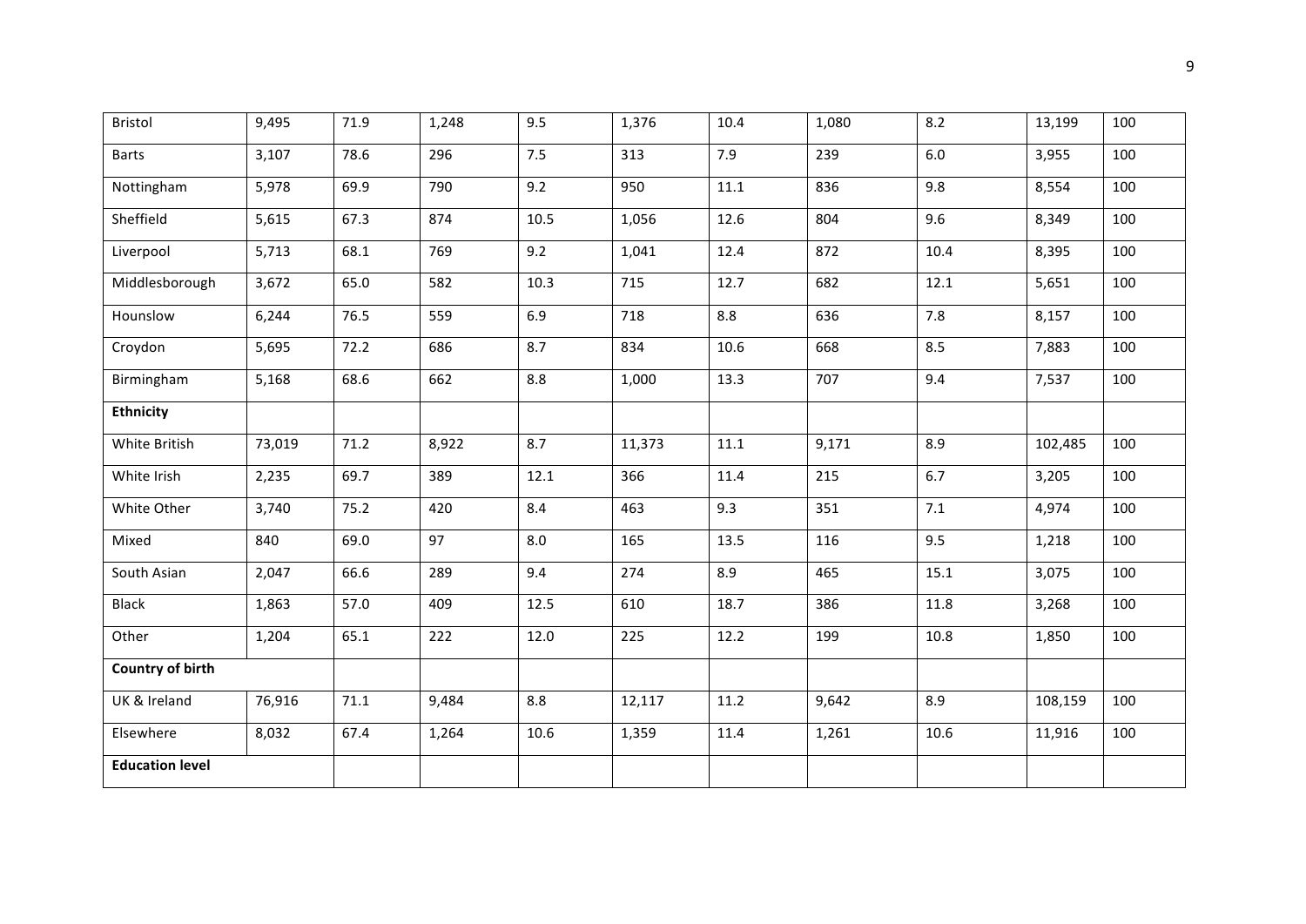| Bristol | 9,495 | 71.9 | 1,248 | 9.5 | 1,376 | 10.4 | 1,080 | 8.2 | 13,199 | 100 |
|---|---|---|---|---|---|---|---|---|---|---|
| Barts | 3,107 | 78.6 | 296 | 7.5 | 313 | 7.9 | 239 | 6.0 | 3,955 | 100 |
| Nottingham | 5,978 | 69.9 | 790 | 9.2 | 950 | 11.1 | 836 | 9.8 | 8,554 | 100 |
| Sheffield | 5,615 | 67.3 | 874 | 10.5 | 1,056 | 12.6 | 804 | 9.6 | 8,349 | 100 |
| Liverpool | 5,713 | 68.1 | 769 | 9.2 | 1,041 | 12.4 | 872 | 10.4 | 8,395 | 100 |
| Middlesborough | 3,672 | 65.0 | 582 | 10.3 | 715 | 12.7 | 682 | 12.1 | 5,651 | 100 |
| Hounslow | 6,244 | 76.5 | 559 | 6.9 | 718 | 8.8 | 636 | 7.8 | 8,157 | 100 |
| Croydon | 5,695 | 72.2 | 686 | 8.7 | 834 | 10.6 | 668 | 8.5 | 7,883 | 100 |
| Birmingham | 5,168 | 68.6 | 662 | 8.8 | 1,000 | 13.3 | 707 | 9.4 | 7,537 | 100 |
| **Ethnicity** | | | | | | | | | | |
| White British | 73,019 | 71.2 | 8,922 | 8.7 | 11,373 | 11.1 | 9,171 | 8.9 | 102,485 | 100 |
| White Irish | 2,235 | 69.7 | 389 | 12.1 | 366 | 11.4 | 215 | 6.7 | 3,205 | 100 |
| White Other | 3,740 | 75.2 | 420 | 8.4 | 463 | 9.3 | 351 | 7.1 | 4,974 | 100 |
| Mixed | 840 | 69.0 | 97 | 8.0 | 165 | 13.5 | 116 | 9.5 | 1,218 | 100 |
| South Asian | 2,047 | 66.6 | 289 | 9.4 | 274 | 8.9 | 465 | 15.1 | 3,075 | 100 |
| Black | 1,863 | 57.0 | 409 | 12.5 | 610 | 18.7 | 386 | 11.8 | 3,268 | 100 |
| Other | 1,204 | 65.1 | 222 | 12.0 | 225 | 12.2 | 199 | 10.8 | 1,850 | 100 |
| **Country of birth** | | | | | | | | | | |
| UK & Ireland | 76,916 | 71.1 | 9,484 | 8.8 | 12,117 | 11.2 | 9,642 | 8.9 | 108,159 | 100 |
| Elsewhere | 8,032 | 67.4 | 1,264 | 10.6 | 1,359 | 11.4 | 1,261 | 10.6 | 11,916 | 100 |
| **Education level** | | | | | | | | | | |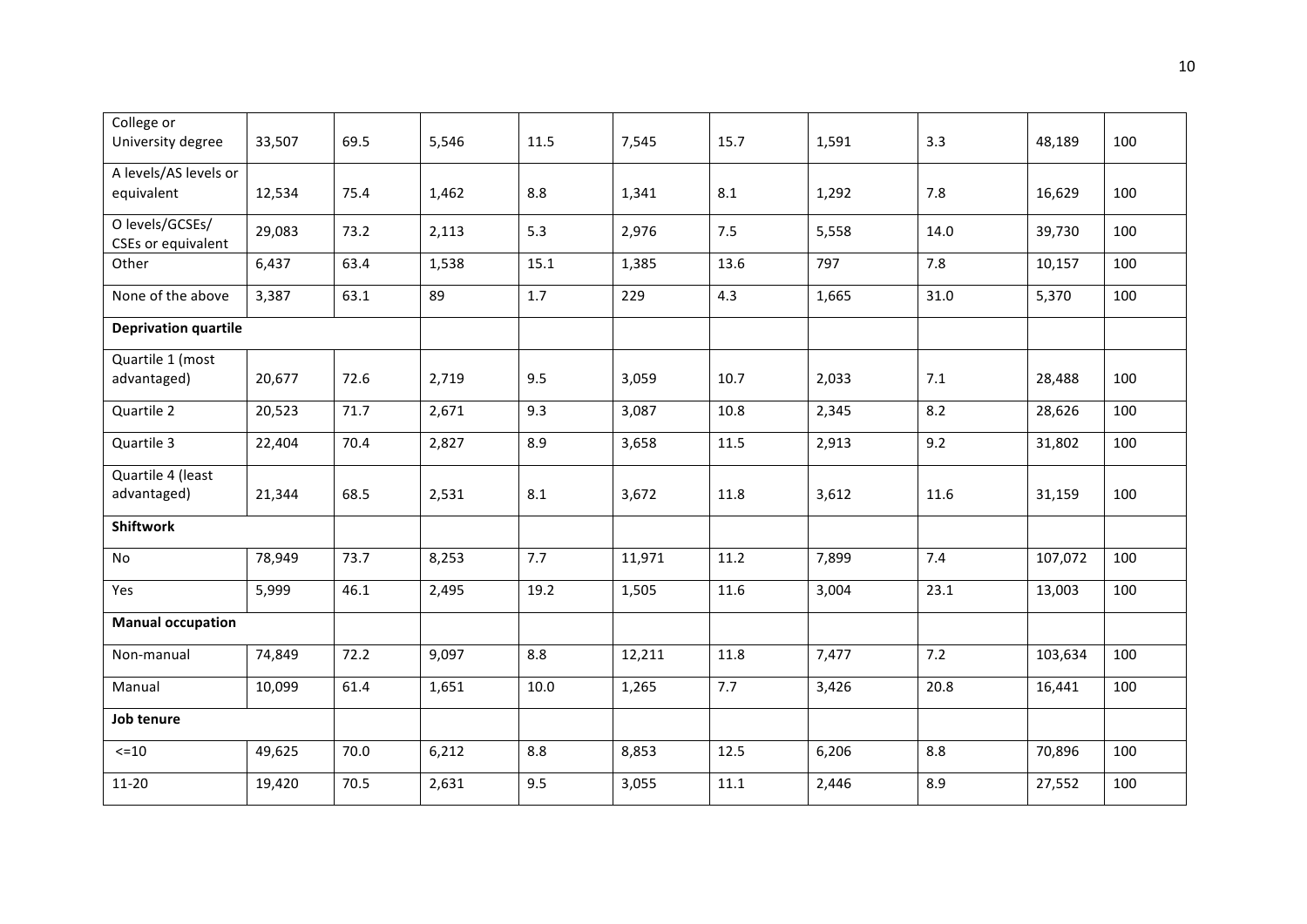| | | | | | | | | | | |
|---|---|---|---|---|---|---|---|---|---|---|
| College or University degree | 33,507 | 69.5 | 5,546 | 11.5 | 7,545 | 15.7 | 1,591 | 3.3 | 48,189 | 100 |
| A levels/AS levels or equivalent | 12,534 | 75.4 | 1,462 | 8.8 | 1,341 | 8.1 | 1,292 | 7.8 | 16,629 | 100 |
| O levels/GCSEs/ CSEs or equivalent | 29,083 | 73.2 | 2,113 | 5.3 | 2,976 | 7.5 | 5,558 | 14.0 | 39,730 | 100 |
| Other | 6,437 | 63.4 | 1,538 | 15.1 | 1,385 | 13.6 | 797 | 7.8 | 10,157 | 100 |
| None of the above | 3,387 | 63.1 | 89 | 1.7 | 229 | 4.3 | 1,665 | 31.0 | 5,370 | 100 |
| **Deprivation quartile** | | | | | | | | | | |
| Quartile 1 (most advantaged) | 20,677 | 72.6 | 2,719 | 9.5 | 3,059 | 10.7 | 2,033 | 7.1 | 28,488 | 100 |
| Quartile 2 | 20,523 | 71.7 | 2,671 | 9.3 | 3,087 | 10.8 | 2,345 | 8.2 | 28,626 | 100 |
| Quartile 3 | 22,404 | 70.4 | 2,827 | 8.9 | 3,658 | 11.5 | 2,913 | 9.2 | 31,802 | 100 |
| Quartile 4 (least advantaged) | 21,344 | 68.5 | 2,531 | 8.1 | 3,672 | 11.8 | 3,612 | 11.6 | 31,159 | 100 |
| **Shiftwork** | | | | | | | | | | |
| No | 78,949 | 73.7 | 8,253 | 7.7 | 11,971 | 11.2 | 7,899 | 7.4 | 107,072 | 100 |
| Yes | 5,999 | 46.1 | 2,495 | 19.2 | 1,505 | 11.6 | 3,004 | 23.1 | 13,003 | 100 |
| **Manual occupation** | | | | | | | | | | |
| Non-manual | 74,849 | 72.2 | 9,097 | 8.8 | 12,211 | 11.8 | 7,477 | 7.2 | 103,634 | 100 |
| Manual | 10,099 | 61.4 | 1,651 | 10.0 | 1,265 | 7.7 | 3,426 | 20.8 | 16,441 | 100 |
| **Job tenure** | | | | | | | | | | |
| <=10 | 49,625 | 70.0 | 6,212 | 8.8 | 8,853 | 12.5 | 6,206 | 8.8 | 70,896 | 100 |
| 11-20 | 19,420 | 70.5 | 2,631 | 9.5 | 3,055 | 11.1 | 2,446 | 8.9 | 27,552 | 100 |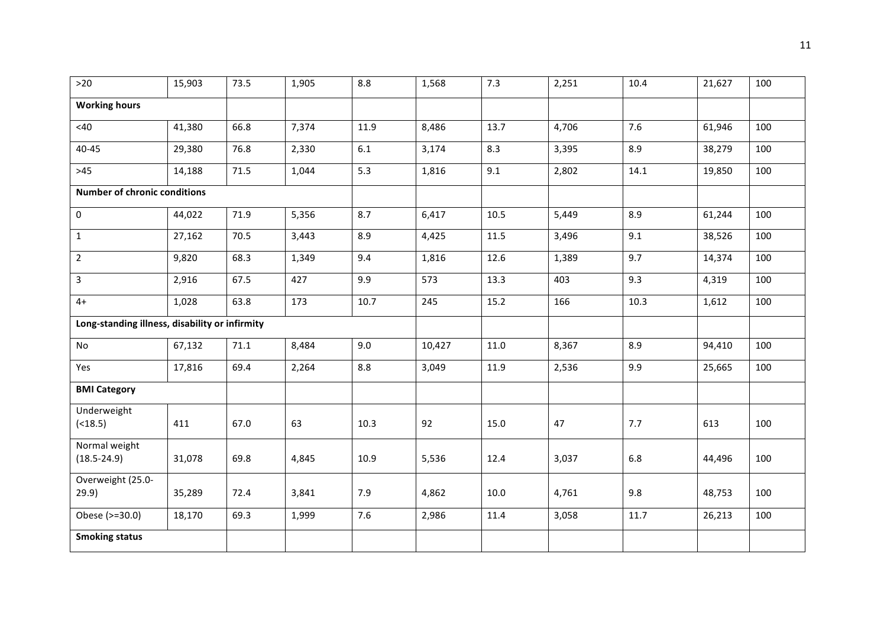| >20 | 15,903 | 73.5 | 1,905 | 8.8 | 1,568 | 7.3 | 2,251 | 10.4 | 21,627 | 100 |
|---|---|---|---|---|---|---|---|---|---|---|
| **Working hours** | | | | | | | | | | |
| <40 | 41,380 | 66.8 | 7,374 | 11.9 | 8,486 | 13.7 | 4,706 | 7.6 | 61,946 | 100 |
| 40-45 | 29,380 | 76.8 | 2,330 | 6.1 | 3,174 | 8.3 | 3,395 | 8.9 | 38,279 | 100 |
| >45 | 14,188 | 71.5 | 1,044 | 5.3 | 1,816 | 9.1 | 2,802 | 14.1 | 19,850 | 100 |
| **Number of chronic conditions** | | | | | | | | | | |
| 0 | 44,022 | 71.9 | 5,356 | 8.7 | 6,417 | 10.5 | 5,449 | 8.9 | 61,244 | 100 |
| 1 | 27,162 | 70.5 | 3,443 | 8.9 | 4,425 | 11.5 | 3,496 | 9.1 | 38,526 | 100 |
| 2 | 9,820 | 68.3 | 1,349 | 9.4 | 1,816 | 12.6 | 1,389 | 9.7 | 14,374 | 100 |
| 3 | 2,916 | 67.5 | 427 | 9.9 | 573 | 13.3 | 403 | 9.3 | 4,319 | 100 |
| 4+ | 1,028 | 63.8 | 173 | 10.7 | 245 | 15.2 | 166 | 10.3 | 1,612 | 100 |
| **Long-standing illness, disability or infirmity** | | | | | | | | | | |
| No | 67,132 | 71.1 | 8,484 | 9.0 | 10,427 | 11.0 | 8,367 | 8.9 | 94,410 | 100 |
| Yes | 17,816 | 69.4 | 2,264 | 8.8 | 3,049 | 11.9 | 2,536 | 9.9 | 25,665 | 100 |
| **BMI Category** | | | | | | | | | | |
| Underweight (<18.5) | 411 | 67.0 | 63 | 10.3 | 92 | 15.0 | 47 | 7.7 | 613 | 100 |
| Normal weight (18.5-24.9) | 31,078 | 69.8 | 4,845 | 10.9 | 5,536 | 12.4 | 3,037 | 6.8 | 44,496 | 100 |
| Overweight (25.0-29.9) | 35,289 | 72.4 | 3,841 | 7.9 | 4,862 | 10.0 | 4,761 | 9.8 | 48,753 | 100 |
| Obese (>=30.0) | 18,170 | 69.3 | 1,999 | 7.6 | 2,986 | 11.4 | 3,058 | 11.7 | 26,213 | 100 |
| **Smoking status** | | | | | | | | | | |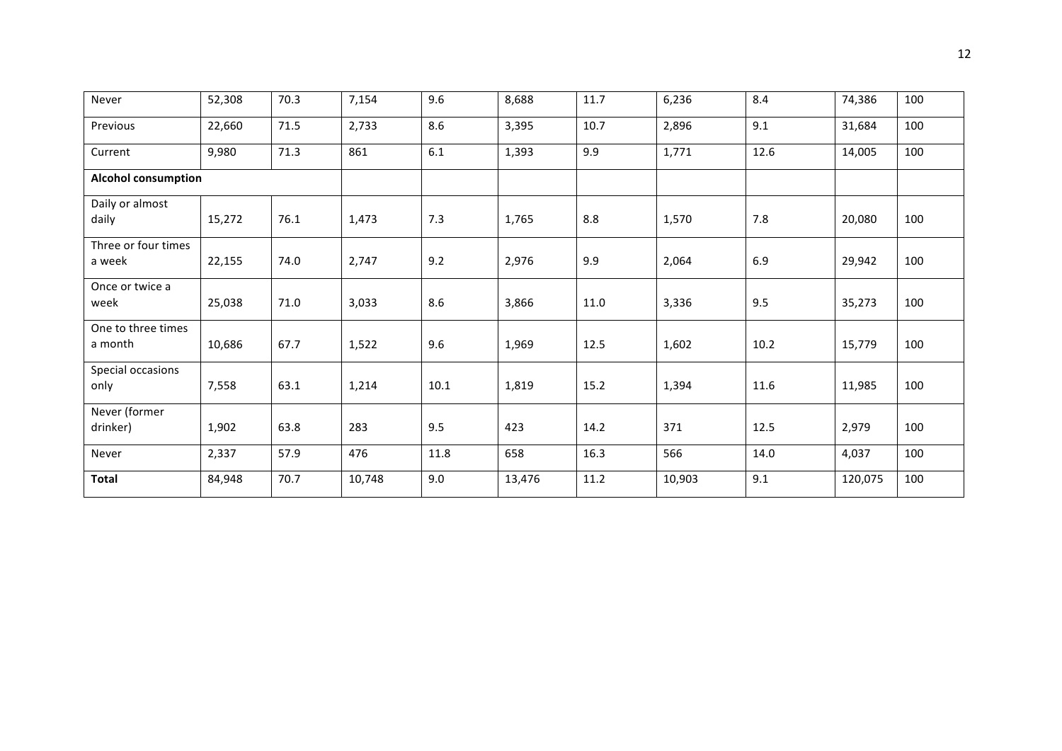| Never | 52,308 | 70.3 | 7,154 | 9.6 | 8,688 | 11.7 | 6,236 | 8.4 | 74,386 | 100 |
|---|---|---|---|---|---|---|---|---|---|---|
| Previous | 22,660 | 71.5 | 2,733 | 8.6 | 3,395 | 10.7 | 2,896 | 9.1 | 31,684 | 100 |
| Current | 9,980 | 71.3 | 861 | 6.1 | 1,393 | 9.9 | 1,771 | 12.6 | 14,005 | 100 |
| **Alcohol consumption** | | | | | | | | | | |
| Daily or almost daily | 15,272 | 76.1 | 1,473 | 7.3 | 1,765 | 8.8 | 1,570 | 7.8 | 20,080 | 100 |
| Three or four times a week | 22,155 | 74.0 | 2,747 | 9.2 | 2,976 | 9.9 | 2,064 | 6.9 | 29,942 | 100 |
| Once or twice a week | 25,038 | 71.0 | 3,033 | 8.6 | 3,866 | 11.0 | 3,336 | 9.5 | 35,273 | 100 |
| One to three times a month | 10,686 | 67.7 | 1,522 | 9.6 | 1,969 | 12.5 | 1,602 | 10.2 | 15,779 | 100 |
| Special occasions only | 7,558 | 63.1 | 1,214 | 10.1 | 1,819 | 15.2 | 1,394 | 11.6 | 11,985 | 100 |
| Never (former drinker) | 1,902 | 63.8 | 283 | 9.5 | 423 | 14.2 | 371 | 12.5 | 2,979 | 100 |
| Never | 2,337 | 57.9 | 476 | 11.8 | 658 | 16.3 | 566 | 14.0 | 4,037 | 100 |
| **Total** | 84,948 | 70.7 | 10,748 | 9.0 | 13,476 | 11.2 | 10,903 | 9.1 | 120,075 | 100 |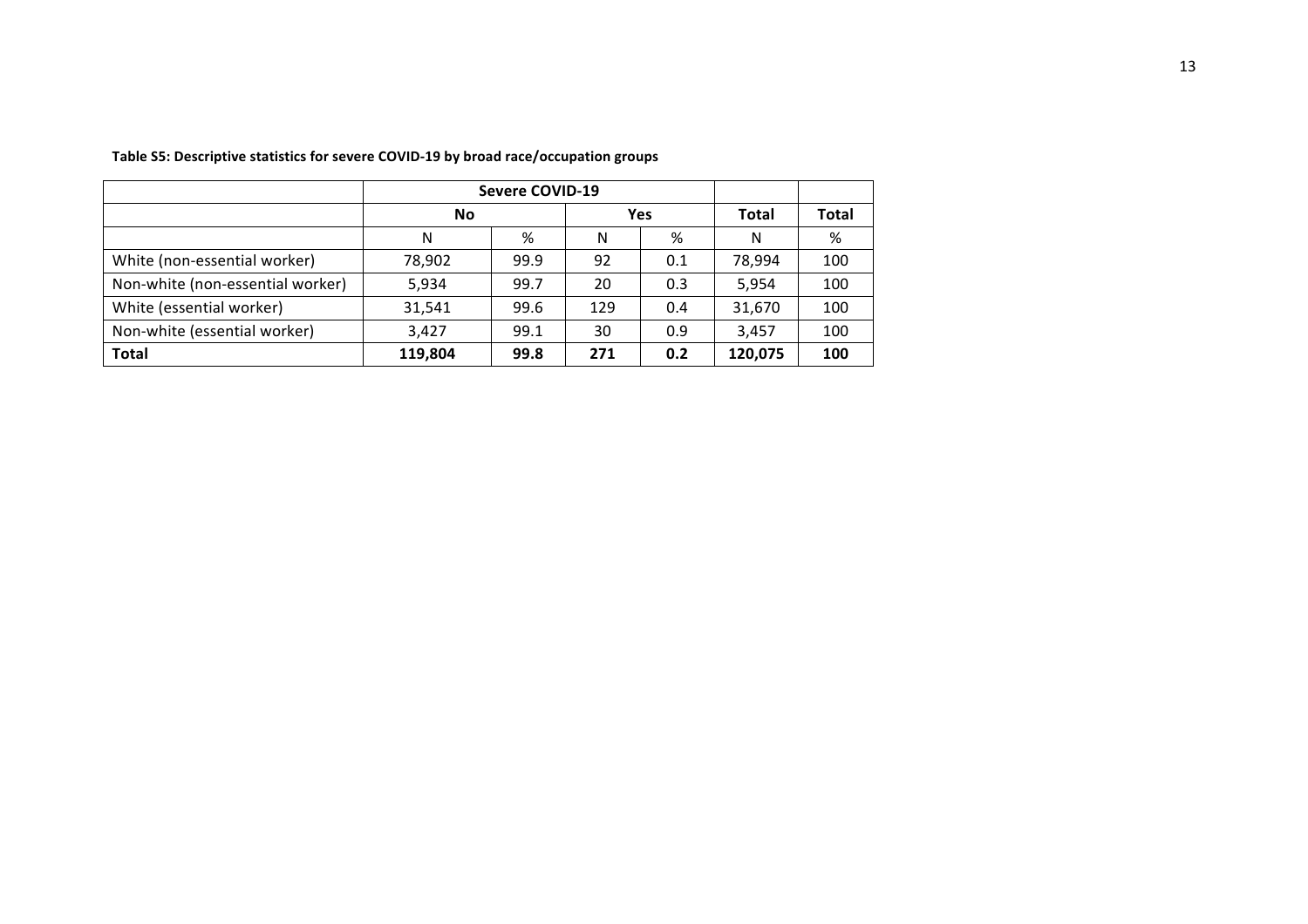**Table S5: Descriptive statistics for severe COVID-19 by broad race/occupation groups**

| | Severe COVID-19 | | | | | |
|---|---|---|---|---|---|---|
| | No | | Yes | | Total | Total |
| | N | % | N | % | N | % |
| White (non-essential worker) | 78,902 | 99.9 | 92 | 0.1 | 78,994 | 100 |
| Non-white (non-essential worker) | 5,934 | 99.7 | 20 | 0.3 | 5,954 | 100 |
| White (essential worker) | 31,541 | 99.6 | 129 | 0.4 | 31,670 | 100 |
| Non-white (essential worker) | 3,427 | 99.1 | 30 | 0.9 | 3,457 | 100 |
| **Total** | **119,804** | **99.8** | **271** | **0.2** | **120,075** | **100** |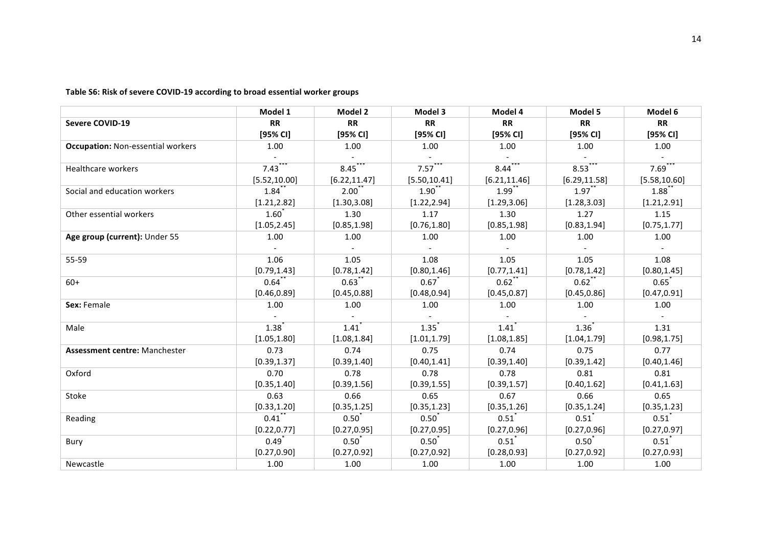**Table S6: Risk of severe COVID-19 according to broad essential worker groups**

| | Model 1 | Model 2 | Model 3 | Model 4 | Model 5 | Model 6 |
|---|---|---|---|---|---|---|
| **Severe COVID-19** | **RR [95% CI]** | **RR [95% CI]** | **RR [95% CI]** | **RR [95% CI]** | **RR [95% CI]** | **RR [95% CI]** |
| **Occupation:** Non-essential workers | 1.00<br>- | 1.00<br>- | 1.00<br>- | 1.00<br>- | 1.00<br>- | 1.00<br>- |
| Healthcare workers | 7.43***<br>[5.52,10.00] | 8.45***<br>[6.22,11.47] | 7.57***<br>[5.50,10.41] | 8.44***<br>[6.21,11.46] | 8.53***<br>[6.29,11.58] | 7.69***<br>[5.58,10.60] |
| Social and education workers | 1.84**<br>[1.21,2.82] | 2.00**<br>[1.30,3.08] | 1.90**<br>[1.22,2.94] | 1.99**<br>[1.29,3.06] | 1.97**<br>[1.28,3.03] | 1.88**<br>[1.21,2.91] |
| Other essential workers | 1.60*<br>[1.05,2.45] | 1.30<br>[0.85,1.98] | 1.17<br>[0.76,1.80] | 1.30<br>[0.85,1.98] | 1.27<br>[0.83,1.94] | 1.15<br>[0.75,1.77] |
| **Age group (current):** Under 55 | 1.00<br>- | 1.00<br>- | 1.00<br>- | 1.00<br>- | 1.00<br>- | 1.00<br>- |
| 55-59 | 1.06<br>[0.79,1.43] | 1.05<br>[0.78,1.42] | 1.08<br>[0.80,1.46] | 1.05<br>[0.77,1.41] | 1.05<br>[0.78,1.42] | 1.08<br>[0.80,1.45] |
| 60+ | 0.64**<br>[0.46,0.89] | 0.63**<br>[0.45,0.88] | 0.67*<br>[0.48,0.94] | 0.62**<br>[0.45,0.87] | 0.62**<br>[0.45,0.86] | 0.65*<br>[0.47,0.91] |
| **Sex:** Female | 1.00<br>- | 1.00<br>- | 1.00<br>- | 1.00<br>- | 1.00<br>- | 1.00<br>- |
| Male | 1.38*<br>[1.05,1.80] | 1.41*<br>[1.08,1.84] | 1.35*<br>[1.01,1.79] | 1.41*<br>[1.08,1.85] | 1.36*<br>[1.04,1.79] | 1.31<br>[0.98,1.75] |
| **Assessment centre:** Manchester | 0.73<br>[0.39,1.37] | 0.74<br>[0.39,1.40] | 0.75<br>[0.40,1.41] | 0.74<br>[0.39,1.40] | 0.75<br>[0.39,1.42] | 0.77<br>[0.40,1.46] |
| Oxford | 0.70<br>[0.35,1.40] | 0.78<br>[0.39,1.56] | 0.78<br>[0.39,1.55] | 0.78<br>[0.39,1.57] | 0.81<br>[0.40,1.62] | 0.81<br>[0.41,1.63] |
| Stoke | 0.63<br>[0.33,1.20] | 0.66<br>[0.35,1.25] | 0.65<br>[0.35,1.23] | 0.67<br>[0.35,1.26] | 0.66<br>[0.35,1.24] | 0.65<br>[0.35,1.23] |
| Reading | 0.41**<br>[0.22,0.77] | 0.50*<br>[0.27,0.95] | 0.50*<br>[0.27,0.95] | 0.51*<br>[0.27,0.96] | 0.51*<br>[0.27,0.96] | 0.51*<br>[0.27,0.97] |
| Bury | 0.49*<br>[0.27,0.90] | 0.50*<br>[0.27,0.92] | 0.50*<br>[0.27,0.92] | 0.51*<br>[0.28,0.93] | 0.50*<br>[0.27,0.92] | 0.51*<br>[0.27,0.93] |
| Newcastle | 1.00 | 1.00 | 1.00 | 1.00 | 1.00 | 1.00 |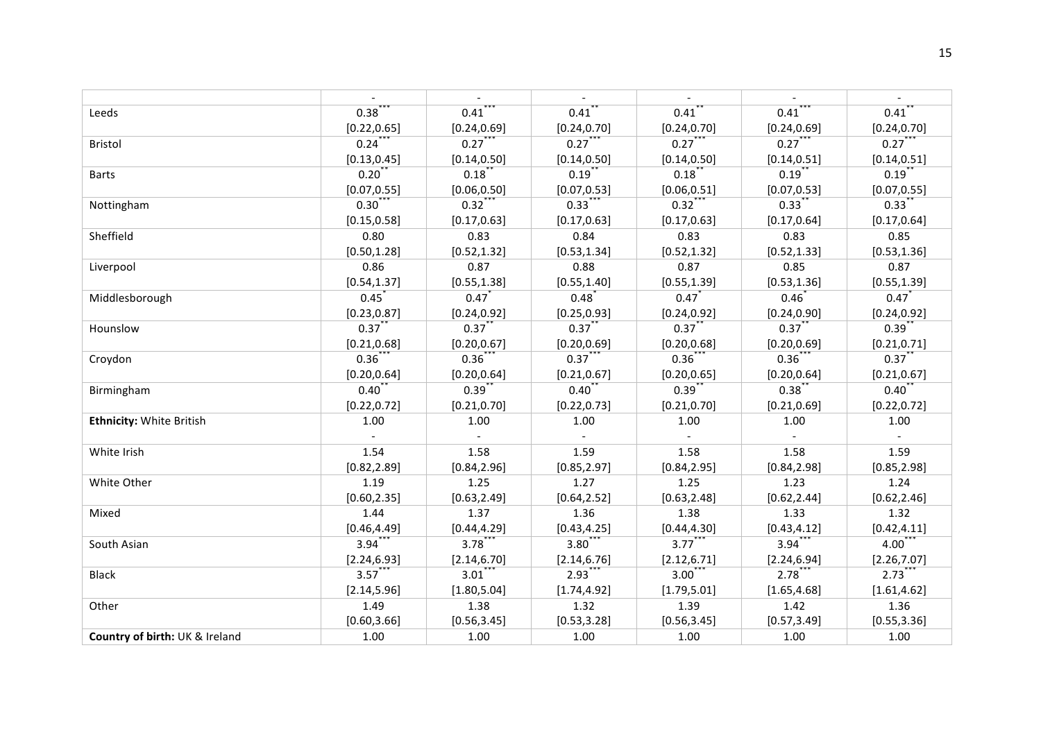| | | | | | | |
|---|---|---|---|---|---|---|
| | - | - | - | - | - | - |
| Leeds | 0.38*** | 0.41*** | 0.41** | 0.41** | 0.41*** | 0.41** |
| | [0.22,0.65] | [0.24,0.69] | [0.24,0.70] | [0.24,0.70] | [0.24,0.69] | [0.24,0.70] |
| Bristol | 0.24*** | 0.27*** | 0.27*** | 0.27*** | 0.27*** | 0.27*** |
| | [0.13,0.45] | [0.14,0.50] | [0.14,0.50] | [0.14,0.50] | [0.14,0.51] | [0.14,0.51] |
| Barts | 0.20** | 0.18** | 0.19** | 0.18** | 0.19** | 0.19** |
| | [0.07,0.55] | [0.06,0.50] | [0.07,0.53] | [0.06,0.51] | [0.07,0.53] | [0.07,0.55] |
| Nottingham | 0.30*** | 0.32*** | 0.33*** | 0.32*** | 0.33** | 0.33** |
| | [0.15,0.58] | [0.17,0.63] | [0.17,0.63] | [0.17,0.63] | [0.17,0.64] | [0.17,0.64] |
| Sheffield | 0.80 | 0.83 | 0.84 | 0.83 | 0.83 | 0.85 |
| | [0.50,1.28] | [0.52,1.32] | [0.53,1.34] | [0.52,1.32] | [0.52,1.33] | [0.53,1.36] |
| Liverpool | 0.86 | 0.87 | 0.88 | 0.87 | 0.85 | 0.87 |
| | [0.54,1.37] | [0.55,1.38] | [0.55,1.40] | [0.55,1.39] | [0.53,1.36] | [0.55,1.39] |
| Middlesborough | 0.45* | 0.47* | 0.48* | 0.47* | 0.46* | 0.47* |
| | [0.23,0.87] | [0.24,0.92] | [0.25,0.93] | [0.24,0.92] | [0.24,0.90] | [0.24,0.92] |
| Hounslow | 0.37** | 0.37** | 0.37** | 0.37** | 0.37** | 0.39** |
| | [0.21,0.68] | [0.20,0.67] | [0.20,0.69] | [0.20,0.68] | [0.20,0.69] | [0.21,0.71] |
| Croydon | 0.36*** | 0.36*** | 0.37*** | 0.36*** | 0.36*** | 0.37** |
| | [0.20,0.64] | [0.20,0.64] | [0.21,0.67] | [0.20,0.65] | [0.20,0.64] | [0.21,0.67] |
| Birmingham | 0.40** | 0.39** | 0.40** | 0.39** | 0.38** | 0.40** |
| | [0.22,0.72] | [0.21,0.70] | [0.22,0.73] | [0.21,0.70] | [0.21,0.69] | [0.22,0.72] |
| **Ethnicity:** White British | 1.00 | 1.00 | 1.00 | 1.00 | 1.00 | 1.00 |
| | - | - | - | - | - | - |
| White Irish | 1.54 | 1.58 | 1.59 | 1.58 | 1.58 | 1.59 |
| | [0.82,2.89] | [0.84,2.96] | [0.85,2.97] | [0.84,2.95] | [0.84,2.98] | [0.85,2.98] |
| White Other | 1.19 | 1.25 | 1.27 | 1.25 | 1.23 | 1.24 |
| | [0.60,2.35] | [0.63,2.49] | [0.64,2.52] | [0.63,2.48] | [0.62,2.44] | [0.62,2.46] |
| Mixed | 1.44 | 1.37 | 1.36 | 1.38 | 1.33 | 1.32 |
| | [0.46,4.49] | [0.44,4.29] | [0.43,4.25] | [0.44,4.30] | [0.43,4.12] | [0.42,4.11] |
| South Asian | 3.94*** | 3.78*** | 3.80*** | 3.77*** | 3.94*** | 4.00*** |
| | [2.24,6.93] | [2.14,6.70] | [2.14,6.76] | [2.12,6.71] | [2.24,6.94] | [2.26,7.07] |
| Black | 3.57*** | 3.01*** | 2.93*** | 3.00*** | 2.78*** | 2.73*** |
| | [2.14,5.96] | [1.80,5.04] | [1.74,4.92] | [1.79,5.01] | [1.65,4.68] | [1.61,4.62] |
| Other | 1.49 | 1.38 | 1.32 | 1.39 | 1.42 | 1.36 |
| | [0.60,3.66] | [0.56,3.45] | [0.53,3.28] | [0.56,3.45] | [0.57,3.49] | [0.55,3.36] |
| **Country of birth:** UK & Ireland | 1.00 | 1.00 | 1.00 | 1.00 | 1.00 | 1.00 |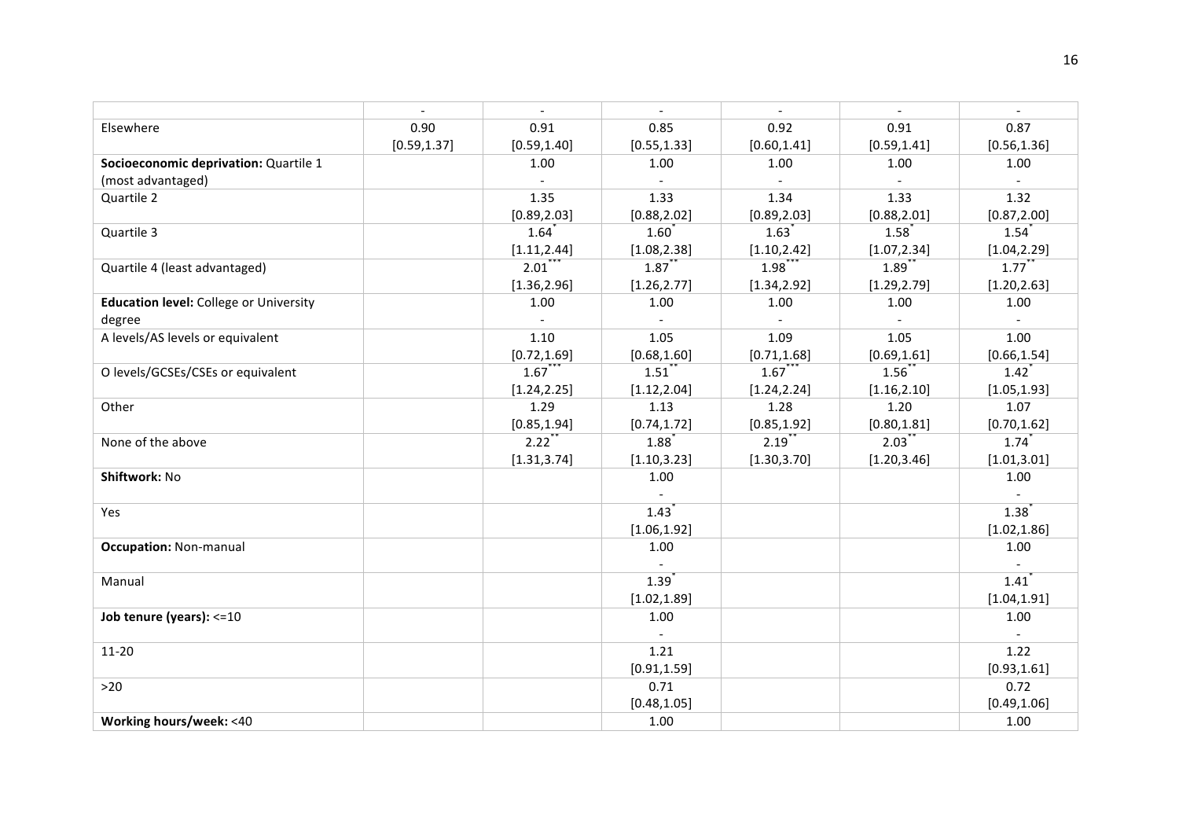| | | | | | | |
|---|---|---|---|---|---|---|
| | - | - | - | - | - | - |
| Elsewhere | 0.90<br>[0.59,1.37] | 0.91<br>[0.59,1.40] | 0.85<br>[0.55,1.33] | 0.92<br>[0.60,1.41] | 0.91<br>[0.59,1.41] | 0.87<br>[0.56,1.36] |
| **Socioeconomic deprivation:** Quartile 1 (most advantaged) | | 1.00<br>- | 1.00<br>- | 1.00<br>- | 1.00<br>- | 1.00<br>- |
| Quartile 2 | | 1.35<br>[0.89,2.03] | 1.33<br>[0.88,2.02] | 1.34<br>[0.89,2.03] | 1.33<br>[0.88,2.01] | 1.32<br>[0.87,2.00] |
| Quartile 3 | | 1.64*<br>[1.11,2.44] | 1.60*<br>[1.08,2.38] | 1.63*<br>[1.10,2.42] | 1.58*<br>[1.07,2.34] | 1.54*<br>[1.04,2.29] |
| Quartile 4 (least advantaged) | | 2.01***<br>[1.36,2.96] | 1.87**<br>[1.26,2.77] | 1.98***<br>[1.34,2.92] | 1.89**<br>[1.29,2.79] | 1.77**<br>[1.20,2.63] |
| **Education level:** College or University degree | | 1.00<br>- | 1.00<br>- | 1.00<br>- | 1.00<br>- | 1.00<br>- |
| A levels/AS levels or equivalent | | 1.10<br>[0.72,1.69] | 1.05<br>[0.68,1.60] | 1.09<br>[0.71,1.68] | 1.05<br>[0.69,1.61] | 1.00<br>[0.66,1.54] |
| O levels/GCSEs/CSEs or equivalent | | 1.67***<br>[1.24,2.25] | 1.51**<br>[1.12,2.04] | 1.67***<br>[1.24,2.24] | 1.56**<br>[1.16,2.10] | 1.42*<br>[1.05,1.93] |
| Other | | 1.29<br>[0.85,1.94] | 1.13<br>[0.74,1.72] | 1.28<br>[0.85,1.92] | 1.20<br>[0.80,1.81] | 1.07<br>[0.70,1.62] |
| None of the above | | 2.22**<br>[1.31,3.74] | 1.88*<br>[1.10,3.23] | 2.19**<br>[1.30,3.70] | 2.03**<br>[1.20,3.46] | 1.74*<br>[1.01,3.01] |
| **Shiftwork:** No | | | 1.00<br>- | | | 1.00<br>- |
| Yes | | | 1.43*<br>[1.06,1.92] | | | 1.38*<br>[1.02,1.86] |
| **Occupation:** Non-manual | | | 1.00<br>- | | | 1.00<br>- |
| Manual | | | 1.39*<br>[1.02,1.89] | | | 1.41*<br>[1.04,1.91] |
| **Job tenure (years):** <=10 | | | 1.00<br>- | | | 1.00<br>- |
| 11-20 | | | 1.21<br>[0.91,1.59] | | | 1.22<br>[0.93,1.61] |
| >20 | | | 0.71<br>[0.48,1.05] | | | 0.72<br>[0.49,1.06] |
| **Working hours/week:** <40 | | | 1.00 | | | 1.00 |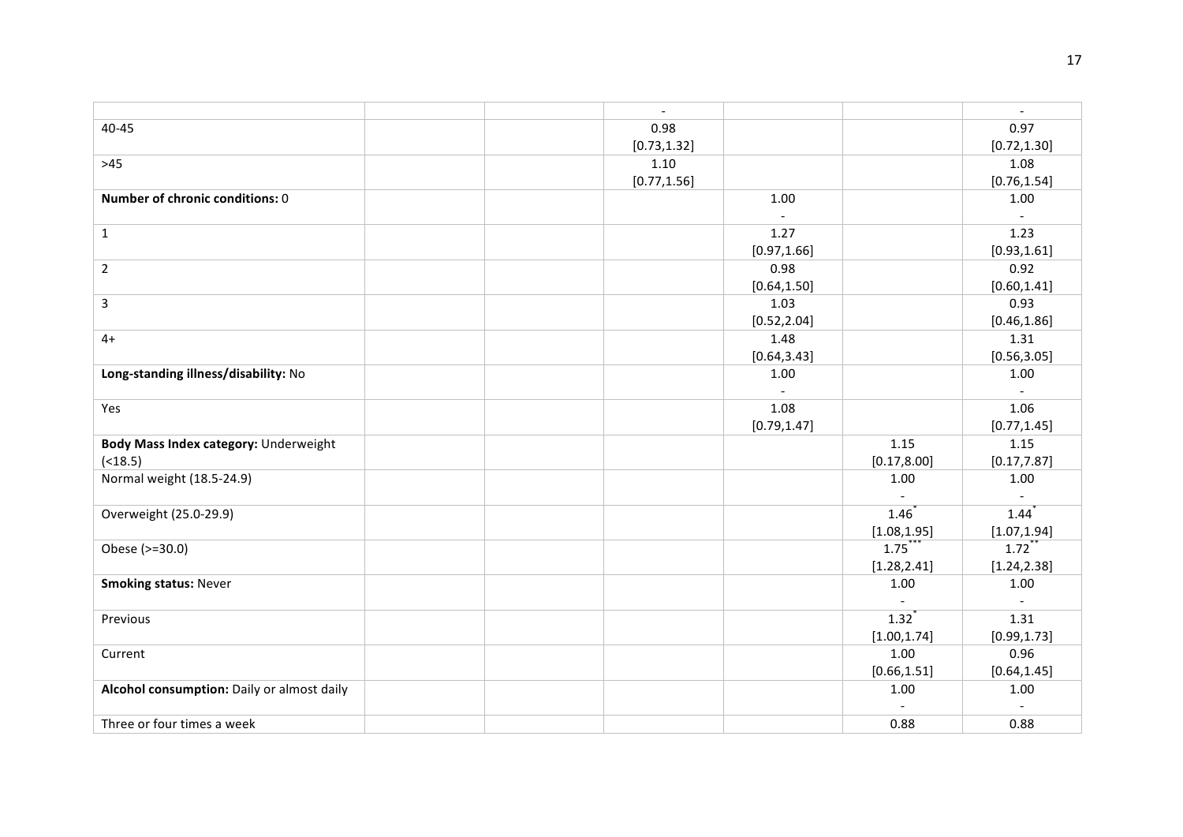| | | | | | | |
|---|---|---|---|---|---|---|
| | | | - | | | - |
| 40-45 | | | 0.98 [0.73,1.32] | | | 0.97 [0.72,1.30] |
| >45 | | | 1.10 [0.77,1.56] | | | 1.08 [0.76,1.54] |
| **Number of chronic conditions:** 0 | | | | 1.00 - | | 1.00 - |
| 1 | | | | 1.27 [0.97,1.66] | | 1.23 [0.93,1.61] |
| 2 | | | | 0.98 [0.64,1.50] | | 0.92 [0.60,1.41] |
| 3 | | | | 1.03 [0.52,2.04] | | 0.93 [0.46,1.86] |
| 4+ | | | | 1.48 [0.64,3.43] | | 1.31 [0.56,3.05] |
| **Long-standing illness/disability:** No | | | | 1.00 - | | 1.00 - |
| Yes | | | | 1.08 [0.79,1.47] | | 1.06 [0.77,1.45] |
| **Body Mass Index category:** Underweight (<18.5) | | | | | 1.15 [0.17,8.00] | 1.15 [0.17,7.87] |
| Normal weight (18.5-24.9) | | | | | 1.00 - | 1.00 - |
| Overweight (25.0-29.9) | | | | | 1.46* [1.08,1.95] | 1.44* [1.07,1.94] |
| Obese (>=30.0) | | | | | 1.75*** [1.28,2.41] | 1.72** [1.24,2.38] |
| **Smoking status:** Never | | | | | 1.00 - | 1.00 - |
| Previous | | | | | 1.32* [1.00,1.74] | 1.31 [0.99,1.73] |
| Current | | | | | 1.00 [0.66,1.51] | 0.96 [0.64,1.45] |
| **Alcohol consumption:** Daily or almost daily | | | | | 1.00 - | 1.00 - |
| Three or four times a week | | | | | 0.88 | 0.88 |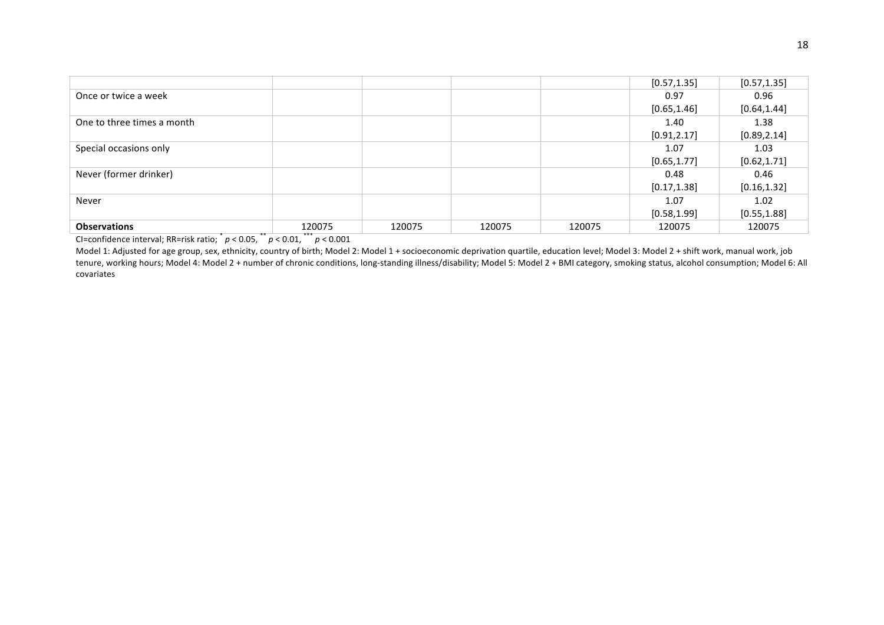| | | | | | | |
|---|---|---|---|---|---|---|
| | | | | | [0.57,1.35] | [0.57,1.35] |
| Once or twice a week | | | | | 0.97 | 0.96 |
| | | | | | [0.65,1.46] | [0.64,1.44] |
| One to three times a month | | | | | 1.40 | 1.38 |
| | | | | | [0.91,2.17] | [0.89,2.14] |
| Special occasions only | | | | | 1.07 | 1.03 |
| | | | | | [0.65,1.77] | [0.62,1.71] |
| Never (former drinker) | | | | | 0.48 | 0.46 |
| | | | | | [0.17,1.38] | [0.16,1.32] |
| Never | | | | | 1.07 | 1.02 |
| | | | | | [0.58,1.99] | [0.55,1.88] |
| **Observations** | 120075 | 120075 | 120075 | 120075 | 120075 | 120075 |

CI=confidence interval; RR=risk ratio; * $p < 0.05$, ** $p < 0.01$, *** $p < 0.001$

Model 1: Adjusted for age group, sex, ethnicity, country of birth; Model 2: Model 1 + socioeconomic deprivation quartile, education level; Model 3: Model 2 + shift work, manual work, job tenure, working hours; Model 4: Model 2 + number of chronic conditions, long-standing illness/disability; Model 5: Model 2 + BMI category, smoking status, alcohol consumption; Model 6: All covariates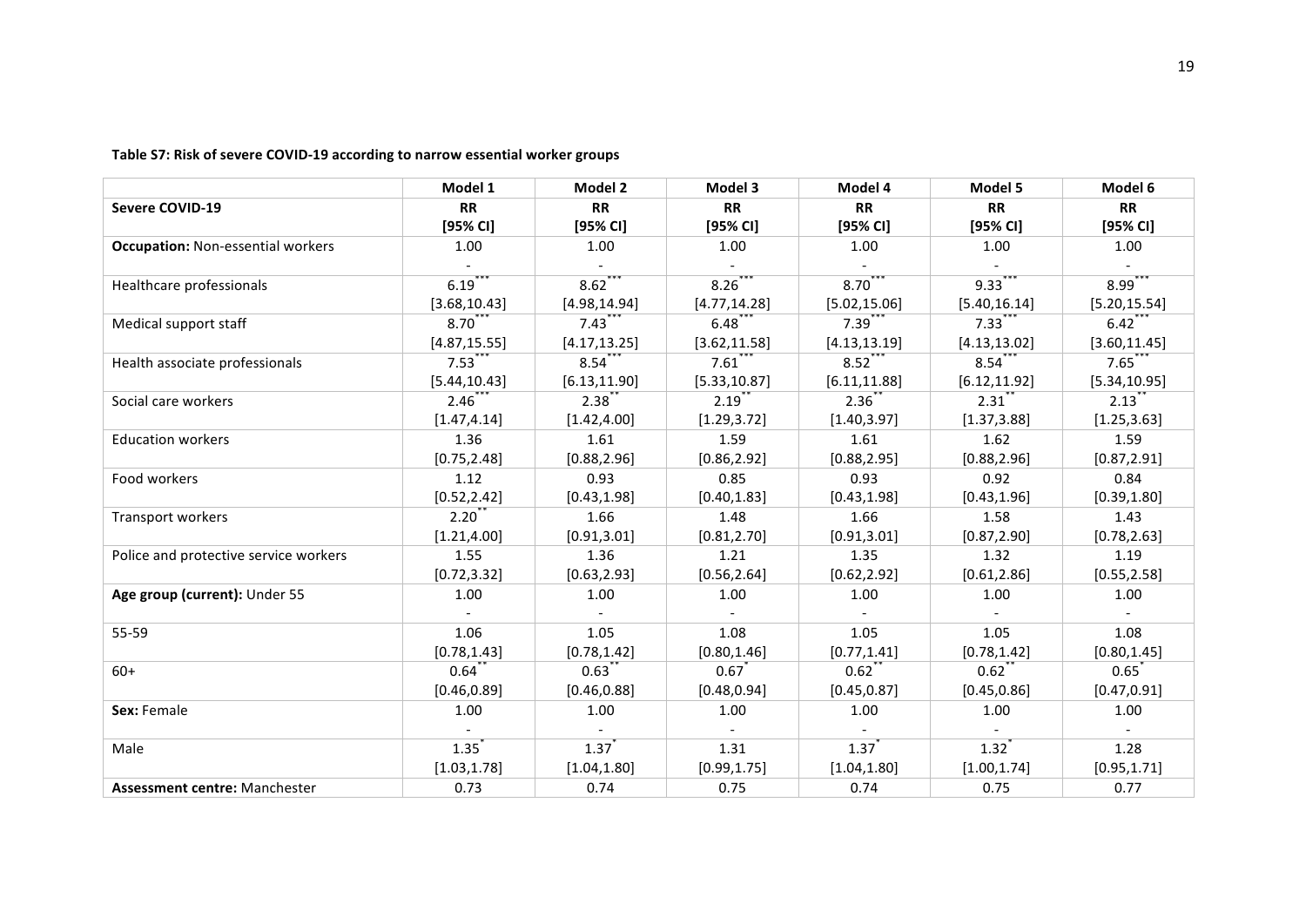**Table S7: Risk of severe COVID-19 according to narrow essential worker groups**

| | Model 1 | Model 2 | Model 3 | Model 4 | Model 5 | Model 6 |
|---|---|---|---|---|---|---|
| **Severe COVID-19** | **RR [95% CI]** | **RR [95% CI]** | **RR [95% CI]** | **RR [95% CI]** | **RR [95% CI]** | **RR [95% CI]** |
| **Occupation:** Non-essential workers | 1.00 - | 1.00 - | 1.00 - | 1.00 - | 1.00 - | 1.00 - |
| Healthcare professionals | 6.19*** [3.68,10.43] | 8.62*** [4.98,14.94] | 8.26*** [4.77,14.28] | 8.70*** [5.02,15.06] | 9.33*** [5.40,16.14] | 8.99*** [5.20,15.54] |
| Medical support staff | 8.70*** [4.87,15.55] | 7.43*** [4.17,13.25] | 6.48*** [3.62,11.58] | 7.39*** [4.13,13.19] | 7.33*** [4.13,13.02] | 6.42*** [3.60,11.45] |
| Health associate professionals | 7.53*** [5.44,10.43] | 8.54*** [6.13,11.90] | 7.61*** [5.33,10.87] | 8.52*** [6.11,11.88] | 8.54*** [6.12,11.92] | 7.65*** [5.34,10.95] |
| Social care workers | 2.46*** [1.47,4.14] | 2.38** [1.42,4.00] | 2.19** [1.29,3.72] | 2.36** [1.40,3.97] | 2.31** [1.37,3.88] | 2.13** [1.25,3.63] |
| Education workers | 1.36 [0.75,2.48] | 1.61 [0.88,2.96] | 1.59 [0.86,2.92] | 1.61 [0.88,2.95] | 1.62 [0.88,2.96] | 1.59 [0.87,2.91] |
| Food workers | 1.12 [0.52,2.42] | 0.93 [0.43,1.98] | 0.85 [0.40,1.83] | 0.93 [0.43,1.98] | 0.92 [0.43,1.96] | 0.84 [0.39,1.80] |
| Transport workers | 2.20** [1.21,4.00] | 1.66 [0.91,3.01] | 1.48 [0.81,2.70] | 1.66 [0.91,3.01] | 1.58 [0.87,2.90] | 1.43 [0.78,2.63] |
| Police and protective service workers | 1.55 [0.72,3.32] | 1.36 [0.63,2.93] | 1.21 [0.56,2.64] | 1.35 [0.62,2.92] | 1.32 [0.61,2.86] | 1.19 [0.55,2.58] |
| **Age group (current):** Under 55 | 1.00 - | 1.00 - | 1.00 - | 1.00 - | 1.00 - | 1.00 - |
| 55-59 | 1.06 [0.78,1.43] | 1.05 [0.78,1.42] | 1.08 [0.80,1.46] | 1.05 [0.77,1.41] | 1.05 [0.78,1.42] | 1.08 [0.80,1.45] |
| 60+ | 0.64** [0.46,0.89] | 0.63** [0.46,0.88] | 0.67* [0.48,0.94] | 0.62** [0.45,0.87] | 0.62** [0.45,0.86] | 0.65* [0.47,0.91] |
| **Sex:** Female | 1.00 - | 1.00 - | 1.00 - | 1.00 - | 1.00 - | 1.00 - |
| Male | 1.35* [1.03,1.78] | 1.37* [1.04,1.80] | 1.31 [0.99,1.75] | 1.37* [1.04,1.80] | 1.32* [1.00,1.74] | 1.28 [0.95,1.71] |
| **Assessment centre:** Manchester | 0.73 | 0.74 | 0.75 | 0.74 | 0.75 | 0.77 |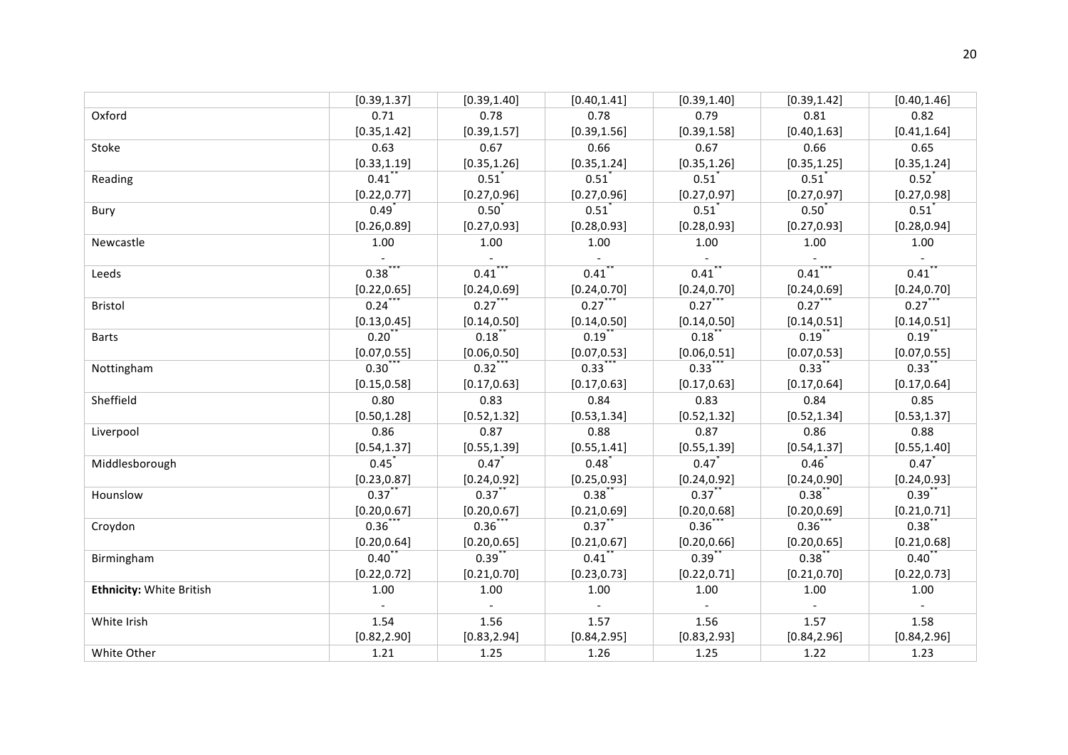| | | | | | | |
|---|---|---|---|---|---|---|
| | [0.39,1.37] | [0.39,1.40] | [0.40,1.41] | [0.39,1.40] | [0.39,1.42] | [0.40,1.46] |
| Oxford | 0.71 | 0.78 | 0.78 | 0.79 | 0.81 | 0.82 |
| | [0.35,1.42] | [0.39,1.57] | [0.39,1.56] | [0.39,1.58] | [0.40,1.63] | [0.41,1.64] |
| Stoke | 0.63 | 0.67 | 0.66 | 0.67 | 0.66 | 0.65 |
| | [0.33,1.19] | [0.35,1.26] | [0.35,1.24] | [0.35,1.26] | [0.35,1.25] | [0.35,1.24] |
| Reading | 0.41** | 0.51* | 0.51* | 0.51* | 0.51* | 0.52* |
| | [0.22,0.77] | [0.27,0.96] | [0.27,0.96] | [0.27,0.97] | [0.27,0.97] | [0.27,0.98] |
| Bury | 0.49* | 0.50* | 0.51* | 0.51* | 0.50* | 0.51* |
| | [0.26,0.89] | [0.27,0.93] | [0.28,0.93] | [0.28,0.93] | [0.27,0.93] | [0.28,0.94] |
| Newcastle | 1.00 | 1.00 | 1.00 | 1.00 | 1.00 | 1.00 |
| | - | - | - | - | - | - |
| Leeds | 0.38*** | 0.41*** | 0.41** | 0.41** | 0.41*** | 0.41** |
| | [0.22,0.65] | [0.24,0.69] | [0.24,0.70] | [0.24,0.70] | [0.24,0.69] | [0.24,0.70] |
| Bristol | 0.24*** | 0.27*** | 0.27*** | 0.27*** | 0.27*** | 0.27*** |
| | [0.13,0.45] | [0.14,0.50] | [0.14,0.50] | [0.14,0.50] | [0.14,0.51] | [0.14,0.51] |
| Barts | 0.20** | 0.18** | 0.19** | 0.18** | 0.19** | 0.19** |
| | [0.07,0.55] | [0.06,0.50] | [0.07,0.53] | [0.06,0.51] | [0.07,0.53] | [0.07,0.55] |
| Nottingham | 0.30*** | 0.32*** | 0.33*** | 0.33*** | 0.33** | 0.33** |
| | [0.15,0.58] | [0.17,0.63] | [0.17,0.63] | [0.17,0.63] | [0.17,0.64] | [0.17,0.64] |
| Sheffield | 0.80 | 0.83 | 0.84 | 0.83 | 0.84 | 0.85 |
| | [0.50,1.28] | [0.52,1.32] | [0.53,1.34] | [0.52,1.32] | [0.52,1.34] | [0.53,1.37] |
| Liverpool | 0.86 | 0.87 | 0.88 | 0.87 | 0.86 | 0.88 |
| | [0.54,1.37] | [0.55,1.39] | [0.55,1.41] | [0.55,1.39] | [0.54,1.37] | [0.55,1.40] |
| Middlesborough | 0.45* | 0.47* | 0.48* | 0.47* | 0.46* | 0.47* |
| | [0.23,0.87] | [0.24,0.92] | [0.25,0.93] | [0.24,0.92] | [0.24,0.90] | [0.24,0.93] |
| Hounslow | 0.37** | 0.37** | 0.38** | 0.37** | 0.38** | 0.39** |
| | [0.20,0.67] | [0.20,0.67] | [0.21,0.69] | [0.20,0.68] | [0.20,0.69] | [0.21,0.71] |
| Croydon | 0.36*** | 0.36*** | 0.37** | 0.36*** | 0.36*** | 0.38** |
| | [0.20,0.64] | [0.20,0.65] | [0.21,0.67] | [0.20,0.66] | [0.20,0.65] | [0.21,0.68] |
| Birmingham | 0.40** | 0.39** | 0.41** | 0.39** | 0.38** | 0.40** |
| | [0.22,0.72] | [0.21,0.70] | [0.23,0.73] | [0.22,0.71] | [0.21,0.70] | [0.22,0.73] |
| **Ethnicity:** White British | 1.00 | 1.00 | 1.00 | 1.00 | 1.00 | 1.00 |
| | - | - | - | - | - | - |
| White Irish | 1.54 | 1.56 | 1.57 | 1.56 | 1.57 | 1.58 |
| | [0.82,2.90] | [0.83,2.94] | [0.84,2.95] | [0.83,2.93] | [0.84,2.96] | [0.84,2.96] |
| White Other | 1.21 | 1.25 | 1.26 | 1.25 | 1.22 | 1.23 |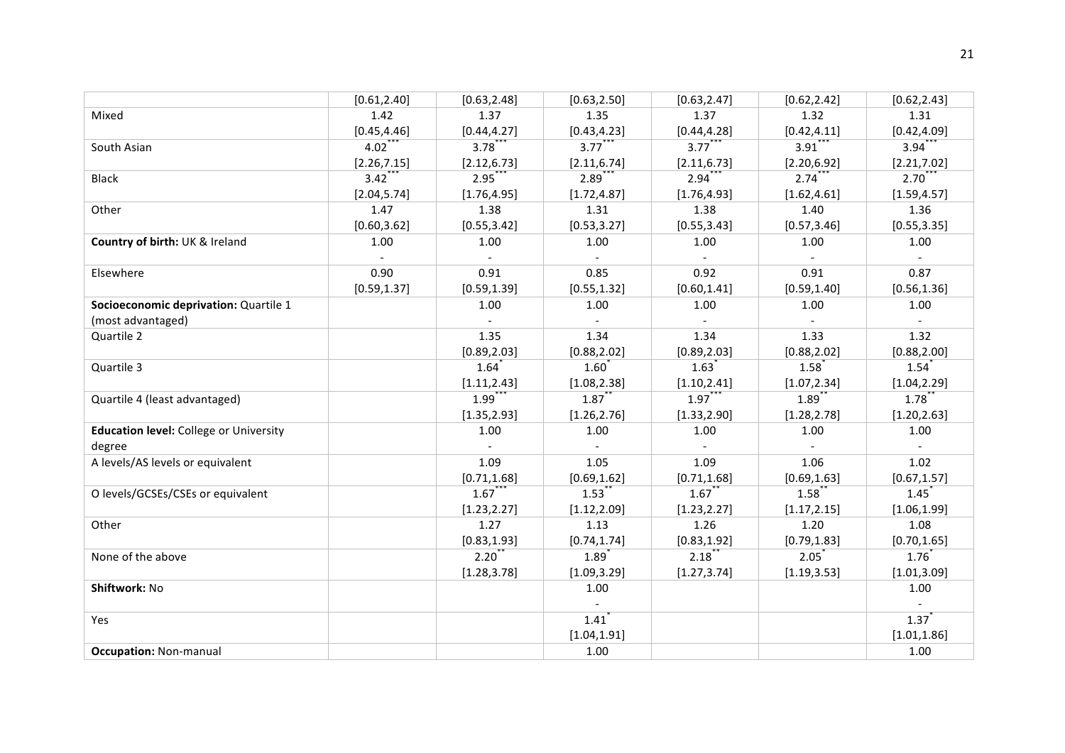| | | | | | | |
|---|---|---|---|---|---|---|
| | [0.61,2.40] | [0.63,2.48] | [0.63,2.50] | [0.63,2.47] | [0.62,2.42] | [0.62,2.43] |
| Mixed | 1.42 | 1.37 | 1.35 | 1.37 | 1.32 | 1.31 |
| | [0.45,4.46] | [0.44,4.27] | [0.43,4.23] | [0.44,4.28] | [0.42,4.11] | [0.42,4.09] |
| South Asian | 4.02*** | 3.78*** | 3.77*** | 3.77*** | 3.91*** | 3.94*** |
| | [2.26,7.15] | [2.12,6.73] | [2.11,6.74] | [2.11,6.73] | [2.20,6.92] | [2.21,7.02] |
| Black | 3.42*** | 2.95*** | 2.89*** | 2.94*** | 2.74*** | 2.70*** |
| | [2.04,5.74] | [1.76,4.95] | [1.72,4.87] | [1.76,4.93] | [1.62,4.61] | [1.59,4.57] |
| Other | 1.47 | 1.38 | 1.31 | 1.38 | 1.40 | 1.36 |
| | [0.60,3.62] | [0.55,3.42] | [0.53,3.27] | [0.55,3.43] | [0.57,3.46] | [0.55,3.35] |
| **Country of birth:** UK & Ireland | 1.00 | 1.00 | 1.00 | 1.00 | 1.00 | 1.00 |
| | - | - | - | - | - | - |
| Elsewhere | 0.90 | 0.91 | 0.85 | 0.92 | 0.91 | 0.87 |
| | [0.59,1.37] | [0.59,1.39] | [0.55,1.32] | [0.60,1.41] | [0.59,1.40] | [0.56,1.36] |
| **Socioeconomic deprivation:** Quartile 1 (most advantaged) | | 1.00 | 1.00 | 1.00 | 1.00 | 1.00 |
| | | - | - | - | - | - |
| Quartile 2 | | 1.35 | 1.34 | 1.34 | 1.33 | 1.32 |
| | | [0.89,2.03] | [0.88,2.02] | [0.89,2.03] | [0.88,2.02] | [0.88,2.00] |
| Quartile 3 | | 1.64* | 1.60* | 1.63* | 1.58* | 1.54* |
| | | [1.11,2.43] | [1.08,2.38] | [1.10,2.41] | [1.07,2.34] | [1.04,2.29] |
| Quartile 4 (least advantaged) | | 1.99*** | 1.87** | 1.97*** | 1.89** | 1.78** |
| | | [1.35,2.93] | [1.26,2.76] | [1.33,2.90] | [1.28,2.78] | [1.20,2.63] |
| **Education level:** College or University degree | | 1.00 | 1.00 | 1.00 | 1.00 | 1.00 |
| | | - | - | - | - | - |
| A levels/AS levels or equivalent | | 1.09 | 1.05 | 1.09 | 1.06 | 1.02 |
| | | [0.71,1.68] | [0.69,1.62] | [0.71,1.68] | [0.69,1.63] | [0.67,1.57] |
| O levels/GCSEs/CSEs or equivalent | | 1.67*** | 1.53** | 1.67** | 1.58** | 1.45* |
| | | [1.23,2.27] | [1.12,2.09] | [1.23,2.27] | [1.17,2.15] | [1.06,1.99] |
| Other | | 1.27 | 1.13 | 1.26 | 1.20 | 1.08 |
| | | [0.83,1.93] | [0.74,1.74] | [0.83,1.92] | [0.79,1.83] | [0.70,1.65] |
| None of the above | | 2.20** | 1.89* | 2.18** | 2.05* | 1.76* |
| | | [1.28,3.78] | [1.09,3.29] | [1.27,3.74] | [1.19,3.53] | [1.01,3.09] |
| **Shiftwork:** No | | | 1.00 | | | 1.00 |
| | | | - | | | - |
| Yes | | | 1.41* | | | 1.37* |
| | | | [1.04,1.91] | | | [1.01,1.86] |
| **Occupation:** Non-manual | | | 1.00 | | | 1.00 |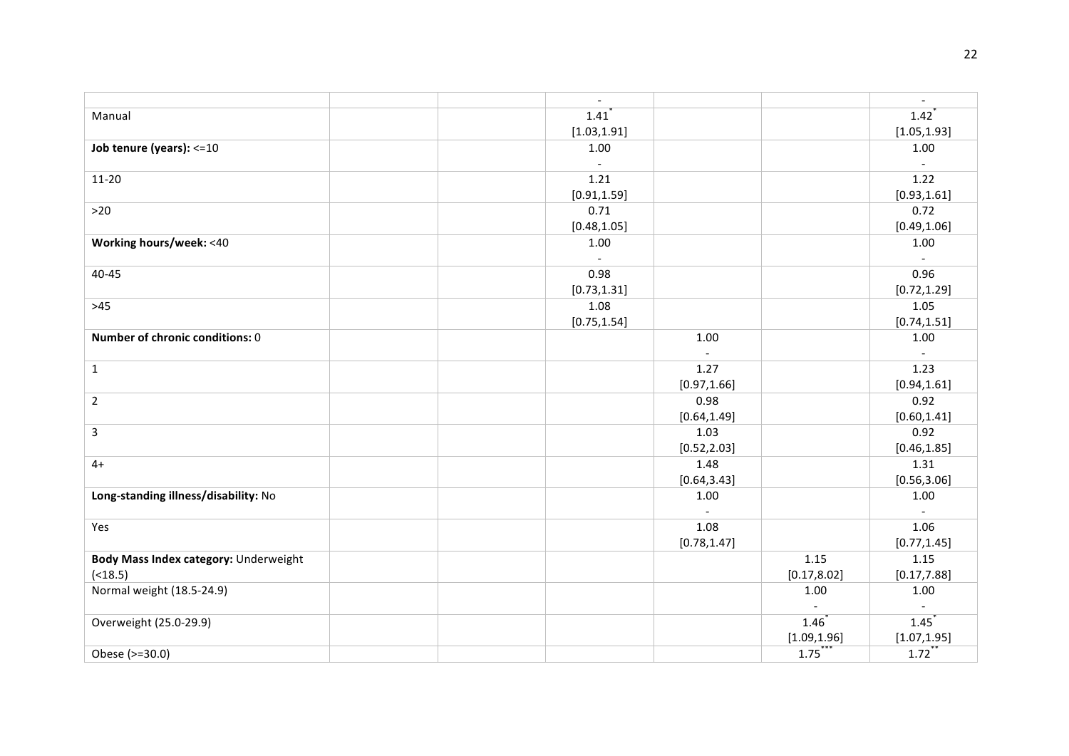| | | | | | | |
|---|---|---|---|---|---|---|
| | | | - | | | - |
| Manual | | | 1.41* [1.03,1.91] | | | 1.42* [1.05,1.93] |
| **Job tenure (years):** <=10 | | | 1.00 - | | | 1.00 - |
| 11-20 | | | 1.21 [0.91,1.59] | | | 1.22 [0.93,1.61] |
| >20 | | | 0.71 [0.48,1.05] | | | 0.72 [0.49,1.06] |
| **Working hours/week:** <40 | | | 1.00 - | | | 1.00 - |
| 40-45 | | | 0.98 [0.73,1.31] | | | 0.96 [0.72,1.29] |
| >45 | | | 1.08 [0.75,1.54] | | | 1.05 [0.74,1.51] |
| **Number of chronic conditions:** 0 | | | | 1.00 - | | 1.00 - |
| 1 | | | | 1.27 [0.97,1.66] | | 1.23 [0.94,1.61] |
| 2 | | | | 0.98 [0.64,1.49] | | 0.92 [0.60,1.41] |
| 3 | | | | 1.03 [0.52,2.03] | | 0.92 [0.46,1.85] |
| 4+ | | | | 1.48 [0.64,3.43] | | 1.31 [0.56,3.06] |
| **Long-standing illness/disability:** No | | | | 1.00 - | | 1.00 - |
| Yes | | | | 1.08 [0.78,1.47] | | 1.06 [0.77,1.45] |
| **Body Mass Index category:** Underweight (<18.5) | | | | | 1.15 [0.17,8.02] | 1.15 [0.17,7.88] |
| Normal weight (18.5-24.9) | | | | | 1.00 - | 1.00 - |
| Overweight (25.0-29.9) | | | | | 1.46* [1.09,1.96] | 1.45* [1.07,1.95] |
| Obese (>=30.0) | | | | | 1.75*** | 1.72** |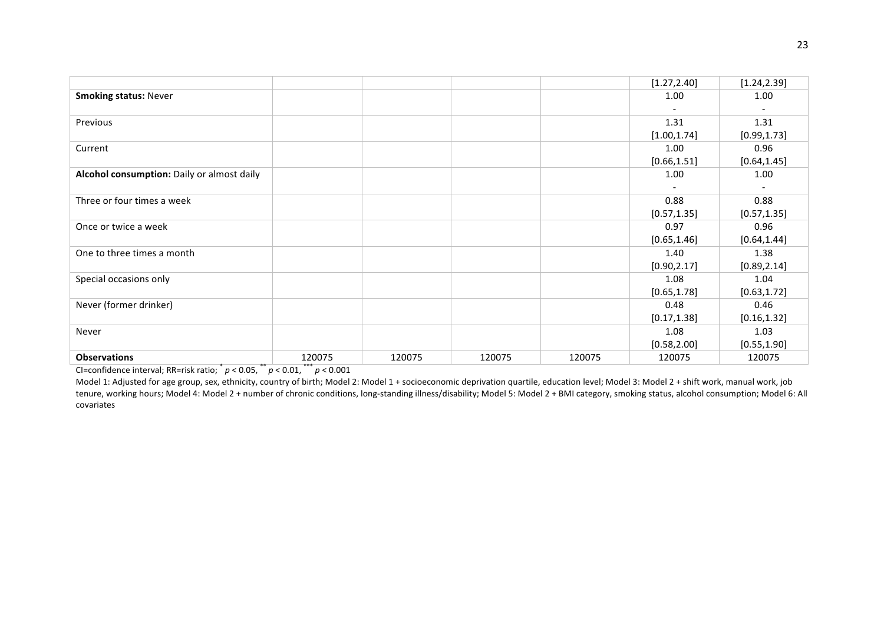| | | | | | | |
|---|---|---|---|---|---|---|
| | | | | | [1.27,2.40] | [1.24,2.39] |
| **Smoking status:** Never | | | | | 1.00<br>- | 1.00<br>- |
| Previous | | | | | 1.31<br>[1.00,1.74] | 1.31<br>[0.99,1.73] |
| Current | | | | | 1.00<br>[0.66,1.51] | 0.96<br>[0.64,1.45] |
| **Alcohol consumption:** Daily or almost daily | | | | | 1.00<br>- | 1.00<br>- |
| Three or four times a week | | | | | 0.88<br>[0.57,1.35] | 0.88<br>[0.57,1.35] |
| Once or twice a week | | | | | 0.97<br>[0.65,1.46] | 0.96<br>[0.64,1.44] |
| One to three times a month | | | | | 1.40<br>[0.90,2.17] | 1.38<br>[0.89,2.14] |
| Special occasions only | | | | | 1.08<br>[0.65,1.78] | 1.04<br>[0.63,1.72] |
| Never (former drinker) | | | | | 0.48<br>[0.17,1.38] | 0.46<br>[0.16,1.32] |
| Never | | | | | 1.08<br>[0.58,2.00] | 1.03<br>[0.55,1.90] |
| **Observations** | 120075 | 120075 | 120075 | 120075 | 120075 | 120075 |

CI=confidence interval; RR=risk ratio; $^{*}$ $p < 0.05$, $^{**}$ $p < 0.01$, $^{***}$ $p < 0.001$

Model 1: Adjusted for age group, sex, ethnicity, country of birth; Model 2: Model 1 + socioeconomic deprivation quartile, education level; Model 3: Model 2 + shift work, manual work, job tenure, working hours; Model 4: Model 2 + number of chronic conditions, long-standing illness/disability; Model 5: Model 2 + BMI category, smoking status, alcohol consumption; Model 6: All covariates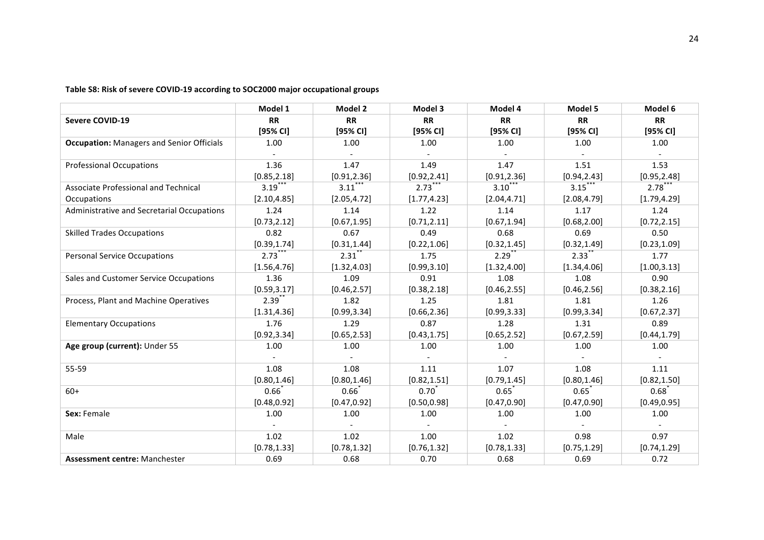**Table S8: Risk of severe COVID-19 according to SOC2000 major occupational groups**

| | Model 1 | Model 2 | Model 3 | Model 4 | Model 5 | Model 6 |
|---|---|---|---|---|---|---|
| **Severe COVID-19** | **RR [95% CI]** | **RR [95% CI]** | **RR [95% CI]** | **RR [95% CI]** | **RR [95% CI]** | **RR [95% CI]** |
| **Occupation:** Managers and Senior Officials | 1.00<br>- | 1.00<br>- | 1.00<br>- | 1.00<br>- | 1.00<br>- | 1.00<br>- |
| Professional Occupations | 1.36<br>[0.85,2.18] | 1.47<br>[0.91,2.36] | 1.49<br>[0.92,2.41] | 1.47<br>[0.91,2.36] | 1.51<br>[0.94,2.43] | 1.53<br>[0.95,2.48] |
| Associate Professional and Technical Occupations | 3.19*** [2.10,4.85] | 3.11*** [2.05,4.72] | 2.73*** [1.77,4.23] | 3.10*** [2.04,4.71] | 3.15*** [2.08,4.79] | 2.78*** [1.79,4.29] |
| Administrative and Secretarial Occupations | 1.24<br>[0.73,2.12] | 1.14<br>[0.67,1.95] | 1.22<br>[0.71,2.11] | 1.14<br>[0.67,1.94] | 1.17<br>[0.68,2.00] | 1.24<br>[0.72,2.15] |
| Skilled Trades Occupations | 0.82<br>[0.39,1.74] | 0.67<br>[0.31,1.44] | 0.49<br>[0.22,1.06] | 0.68<br>[0.32,1.45] | 0.69<br>[0.32,1.49] | 0.50<br>[0.23,1.09] |
| Personal Service Occupations | 2.73*** [1.56,4.76] | 2.31** [1.32,4.03] | 1.75<br>[0.99,3.10] | 2.29** [1.32,4.00] | 2.33** [1.34,4.06] | 1.77<br>[1.00,3.13] |
| Sales and Customer Service Occupations | 1.36<br>[0.59,3.17] | 1.09<br>[0.46,2.57] | 0.91<br>[0.38,2.18] | 1.08<br>[0.46,2.55] | 1.08<br>[0.46,2.56] | 0.90<br>[0.38,2.16] |
| Process, Plant and Machine Operatives | 2.39** [1.31,4.36] | 1.82<br>[0.99,3.34] | 1.25<br>[0.66,2.36] | 1.81<br>[0.99,3.33] | 1.81<br>[0.99,3.34] | 1.26<br>[0.67,2.37] |
| Elementary Occupations | 1.76<br>[0.92,3.34] | 1.29<br>[0.65,2.53] | 0.87<br>[0.43,1.75] | 1.28<br>[0.65,2.52] | 1.31<br>[0.67,2.59] | 0.89<br>[0.44,1.79] |
| **Age group (current):** Under 55 | 1.00<br>- | 1.00<br>- | 1.00<br>- | 1.00<br>- | 1.00<br>- | 1.00<br>- |
| 55-59 | 1.08<br>[0.80,1.46] | 1.08<br>[0.80,1.46] | 1.11<br>[0.82,1.51] | 1.07<br>[0.79,1.45] | 1.08<br>[0.80,1.46] | 1.11<br>[0.82,1.50] |
| 60+ | 0.66* [0.48,0.92] | 0.66* [0.47,0.92] | 0.70* [0.50,0.98] | 0.65* [0.47,0.90] | 0.65* [0.47,0.90] | 0.68* [0.49,0.95] |
| **Sex:** Female | 1.00<br>- | 1.00<br>- | 1.00<br>- | 1.00<br>- | 1.00<br>- | 1.00<br>- |
| Male | 1.02<br>[0.78,1.33] | 1.02<br>[0.78,1.32] | 1.00<br>[0.76,1.32] | 1.02<br>[0.78,1.33] | 0.98<br>[0.75,1.29] | 0.97<br>[0.74,1.29] |
| **Assessment centre:** Manchester | 0.69 | 0.68 | 0.70 | 0.68 | 0.69 | 0.72 |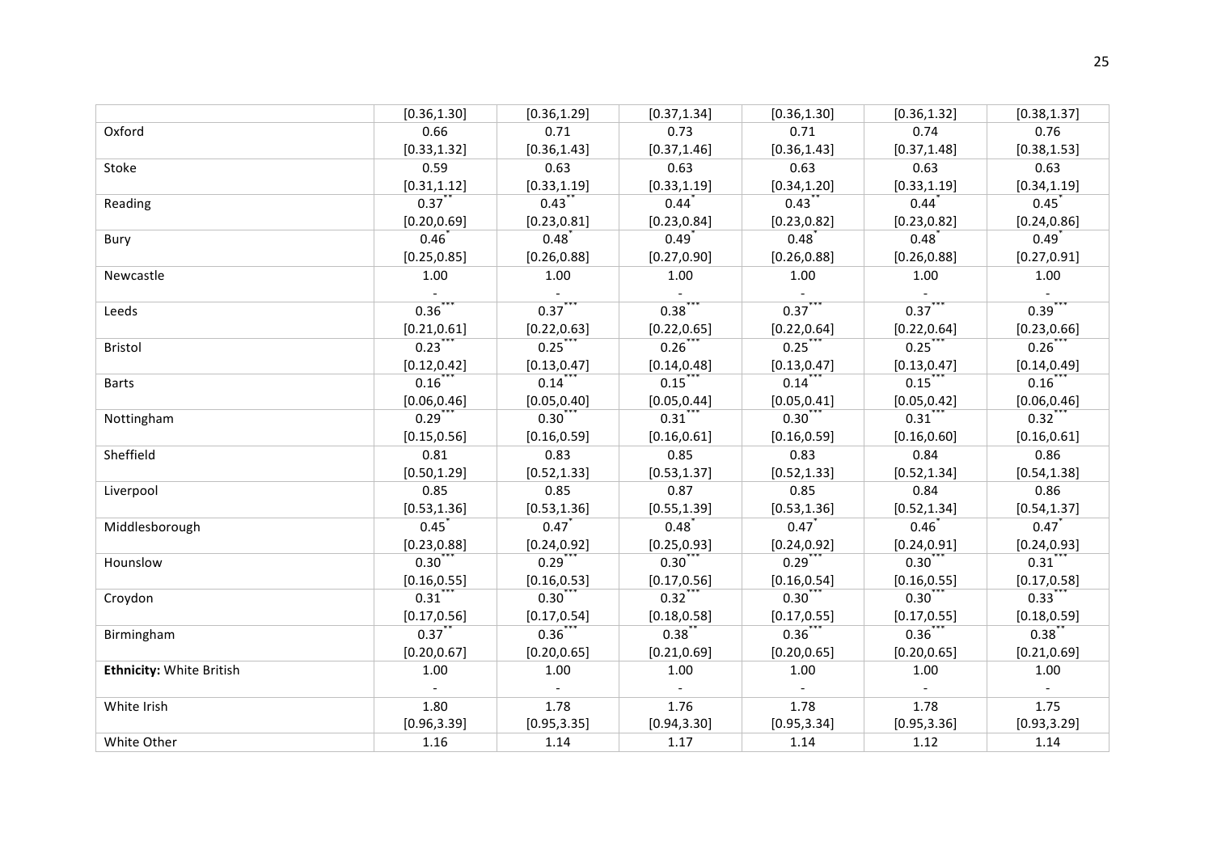| | | | | | | |
|---|---|---|---|---|---|---|
| | [0.36,1.30] | [0.36,1.29] | [0.37,1.34] | [0.36,1.30] | [0.36,1.32] | [0.38,1.37] |
| Oxford | 0.66 | 0.71 | 0.73 | 0.71 | 0.74 | 0.76 |
| | [0.33,1.32] | [0.36,1.43] | [0.37,1.46] | [0.36,1.43] | [0.37,1.48] | [0.38,1.53] |
| Stoke | 0.59 | 0.63 | 0.63 | 0.63 | 0.63 | 0.63 |
| | [0.31,1.12] | [0.33,1.19] | [0.33,1.19] | [0.34,1.20] | [0.33,1.19] | [0.34,1.19] |
| Reading | 0.37** | 0.43** | 0.44* | 0.43** | 0.44* | 0.45* |
| | [0.20,0.69] | [0.23,0.81] | [0.23,0.84] | [0.23,0.82] | [0.23,0.82] | [0.24,0.86] |
| Bury | 0.46* | 0.48* | 0.49* | 0.48* | 0.48* | 0.49* |
| | [0.25,0.85] | [0.26,0.88] | [0.27,0.90] | [0.26,0.88] | [0.26,0.88] | [0.27,0.91] |
| Newcastle | 1.00 | 1.00 | 1.00 | 1.00 | 1.00 | 1.00 |
| | - | - | - | - | - | - |
| Leeds | 0.36*** | 0.37*** | 0.38*** | 0.37*** | 0.37*** | 0.39*** |
| | [0.21,0.61] | [0.22,0.63] | [0.22,0.65] | [0.22,0.64] | [0.22,0.64] | [0.23,0.66] |
| Bristol | 0.23*** | 0.25*** | 0.26*** | 0.25*** | 0.25*** | 0.26*** |
| | [0.12,0.42] | [0.13,0.47] | [0.14,0.48] | [0.13,0.47] | [0.13,0.47] | [0.14,0.49] |
| Barts | 0.16*** | 0.14*** | 0.15*** | 0.14*** | 0.15*** | 0.16*** |
| | [0.06,0.46] | [0.05,0.40] | [0.05,0.44] | [0.05,0.41] | [0.05,0.42] | [0.06,0.46] |
| Nottingham | 0.29*** | 0.30*** | 0.31*** | 0.30*** | 0.31*** | 0.32*** |
| | [0.15,0.56] | [0.16,0.59] | [0.16,0.61] | [0.16,0.59] | [0.16,0.60] | [0.16,0.61] |
| Sheffield | 0.81 | 0.83 | 0.85 | 0.83 | 0.84 | 0.86 |
| | [0.50,1.29] | [0.52,1.33] | [0.53,1.37] | [0.52,1.33] | [0.52,1.34] | [0.54,1.38] |
| Liverpool | 0.85 | 0.85 | 0.87 | 0.85 | 0.84 | 0.86 |
| | [0.53,1.36] | [0.53,1.36] | [0.55,1.39] | [0.53,1.36] | [0.52,1.34] | [0.54,1.37] |
| Middlesborough | 0.45* | 0.47* | 0.48* | 0.47* | 0.46* | 0.47* |
| | [0.23,0.88] | [0.24,0.92] | [0.25,0.93] | [0.24,0.92] | [0.24,0.91] | [0.24,0.93] |
| Hounslow | 0.30*** | 0.29*** | 0.30*** | 0.29*** | 0.30*** | 0.31*** |
| | [0.16,0.55] | [0.16,0.53] | [0.17,0.56] | [0.16,0.54] | [0.16,0.55] | [0.17,0.58] |
| Croydon | 0.31*** | 0.30*** | 0.32*** | 0.30*** | 0.30*** | 0.33*** |
| | [0.17,0.56] | [0.17,0.54] | [0.18,0.58] | [0.17,0.55] | [0.17,0.55] | [0.18,0.59] |
| Birmingham | 0.37** | 0.36*** | 0.38** | 0.36*** | 0.36*** | 0.38** |
| | [0.20,0.67] | [0.20,0.65] | [0.21,0.69] | [0.20,0.65] | [0.20,0.65] | [0.21,0.69] |
| **Ethnicity:** White British | 1.00 | 1.00 | 1.00 | 1.00 | 1.00 | 1.00 |
| | - | - | - | - | - | - |
| White Irish | 1.80 | 1.78 | 1.76 | 1.78 | 1.78 | 1.75 |
| | [0.96,3.39] | [0.95,3.35] | [0.94,3.30] | [0.95,3.34] | [0.95,3.36] | [0.93,3.29] |
| White Other | 1.16 | 1.14 | 1.17 | 1.14 | 1.12 | 1.14 |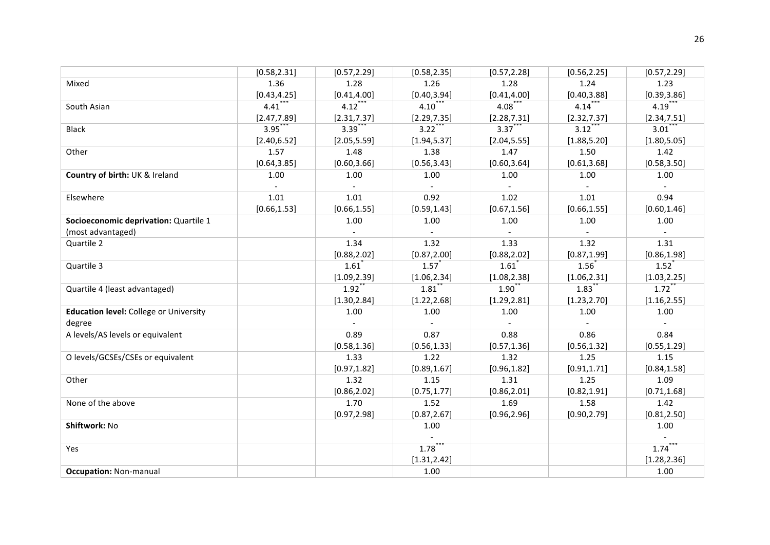| | | | | | | |
|---|---|---|---|---|---|---|
| | [0.58,2.31] | [0.57,2.29] | [0.58,2.35] | [0.57,2.28] | [0.56,2.25] | [0.57,2.29] |
| Mixed | 1.36 | 1.28 | 1.26 | 1.28 | 1.24 | 1.23 |
| | [0.43,4.25] | [0.41,4.00] | [0.40,3.94] | [0.41,4.00] | [0.40,3.88] | [0.39,3.86] |
| South Asian | 4.41*** | 4.12*** | 4.10*** | 4.08*** | 4.14*** | 4.19*** |
| | [2.47,7.89] | [2.31,7.37] | [2.29,7.35] | [2.28,7.31] | [2.32,7.37] | [2.34,7.51] |
| Black | 3.95*** | 3.39*** | 3.22*** | 3.37*** | 3.12*** | 3.01*** |
| | [2.40,6.52] | [2.05,5.59] | [1.94,5.37] | [2.04,5.55] | [1.88,5.20] | [1.80,5.05] |
| Other | 1.57 | 1.48 | 1.38 | 1.47 | 1.50 | 1.42 |
| | [0.64,3.85] | [0.60,3.66] | [0.56,3.43] | [0.60,3.64] | [0.61,3.68] | [0.58,3.50] |
| **Country of birth:** UK & Ireland | 1.00 | 1.00 | 1.00 | 1.00 | 1.00 | 1.00 |
| | - | - | - | - | - | - |
| Elsewhere | 1.01 | 1.01 | 0.92 | 1.02 | 1.01 | 0.94 |
| | [0.66,1.53] | [0.66,1.55] | [0.59,1.43] | [0.67,1.56] | [0.66,1.55] | [0.60,1.46] |
| **Socioeconomic deprivation:** Quartile 1 | | 1.00 | 1.00 | 1.00 | 1.00 | 1.00 |
| (most advantaged) | | - | - | - | - | - |
| Quartile 2 | | 1.34 | 1.32 | 1.33 | 1.32 | 1.31 |
| | | [0.88,2.02] | [0.87,2.00] | [0.88,2.02] | [0.87,1.99] | [0.86,1.98] |
| Quartile 3 | | 1.61* | 1.57* | 1.61* | 1.56* | 1.52* |
| | | [1.09,2.39] | [1.06,2.34] | [1.08,2.38] | [1.06,2.31] | [1.03,2.25] |
| Quartile 4 (least advantaged) | | 1.92** | 1.81** | 1.90** | 1.83** | 1.72** |
| | | [1.30,2.84] | [1.22,2.68] | [1.29,2.81] | [1.23,2.70] | [1.16,2.55] |
| **Education level:** College or University | | 1.00 | 1.00 | 1.00 | 1.00 | 1.00 |
| degree | | - | - | - | - | - |
| A levels/AS levels or equivalent | | 0.89 | 0.87 | 0.88 | 0.86 | 0.84 |
| | | [0.58,1.36] | [0.56,1.33] | [0.57,1.36] | [0.56,1.32] | [0.55,1.29] |
| O levels/GCSEs/CSEs or equivalent | | 1.33 | 1.22 | 1.32 | 1.25 | 1.15 |
| | | [0.97,1.82] | [0.89,1.67] | [0.96,1.82] | [0.91,1.71] | [0.84,1.58] |
| Other | | 1.32 | 1.15 | 1.31 | 1.25 | 1.09 |
| | | [0.86,2.02] | [0.75,1.77] | [0.86,2.01] | [0.82,1.91] | [0.71,1.68] |
| None of the above | | 1.70 | 1.52 | 1.69 | 1.58 | 1.42 |
| | | [0.97,2.98] | [0.87,2.67] | [0.96,2.96] | [0.90,2.79] | [0.81,2.50] |
| **Shiftwork:** No | | | 1.00 | | | 1.00 |
| | | | - | | | - |
| Yes | | | 1.78*** | | | 1.74*** |
| | | | [1.31,2.42] | | | [1.28,2.36] |
| **Occupation:** Non-manual | | | 1.00 | | | 1.00 |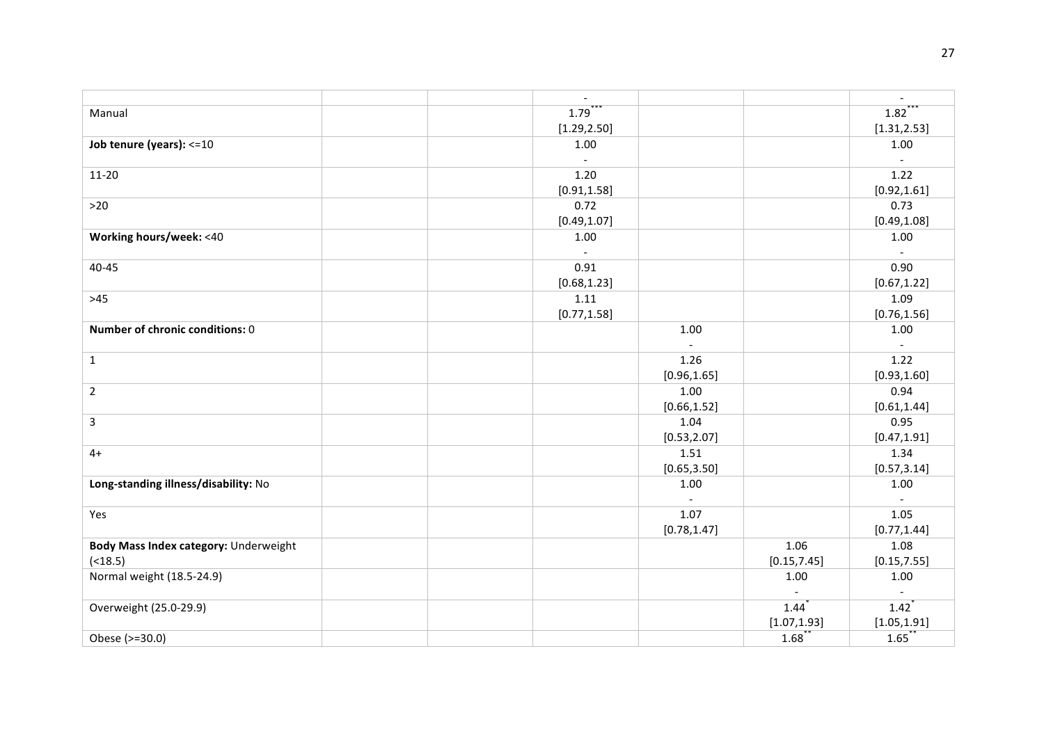| | | | | | | |
|---|---|---|---|---|---|---|
| | | | - | | | - |
| Manual | | | 1.79*** [1.29,2.50] | | | 1.82*** [1.31,2.53] |
| **Job tenure (years):** <=10 | | | 1.00 - | | | 1.00 - |
| 11-20 | | | 1.20 [0.91,1.58] | | | 1.22 [0.92,1.61] |
| >20 | | | 0.72 [0.49,1.07] | | | 0.73 [0.49,1.08] |
| **Working hours/week:** <40 | | | 1.00 - | | | 1.00 - |
| 40-45 | | | 0.91 [0.68,1.23] | | | 0.90 [0.67,1.22] |
| >45 | | | 1.11 [0.77,1.58] | | | 1.09 [0.76,1.56] |
| **Number of chronic conditions:** 0 | | | | 1.00 - | | 1.00 - |
| 1 | | | | 1.26 [0.96,1.65] | | 1.22 [0.93,1.60] |
| 2 | | | | 1.00 [0.66,1.52] | | 0.94 [0.61,1.44] |
| 3 | | | | 1.04 [0.53,2.07] | | 0.95 [0.47,1.91] |
| 4+ | | | | 1.51 [0.65,3.50] | | 1.34 [0.57,3.14] |
| **Long-standing illness/disability:** No | | | | 1.00 - | | 1.00 - |
| Yes | | | | 1.07 [0.78,1.47] | | 1.05 [0.77,1.44] |
| **Body Mass Index category:** Underweight (<18.5) | | | | | 1.06 [0.15,7.45] | 1.08 [0.15,7.55] |
| Normal weight (18.5-24.9) | | | | | 1.00 - | 1.00 - |
| Overweight (25.0-29.9) | | | | | 1.44* [1.07,1.93] | 1.42* [1.05,1.91] |
| Obese (>=30.0) | | | | | 1.68** | 1.65** |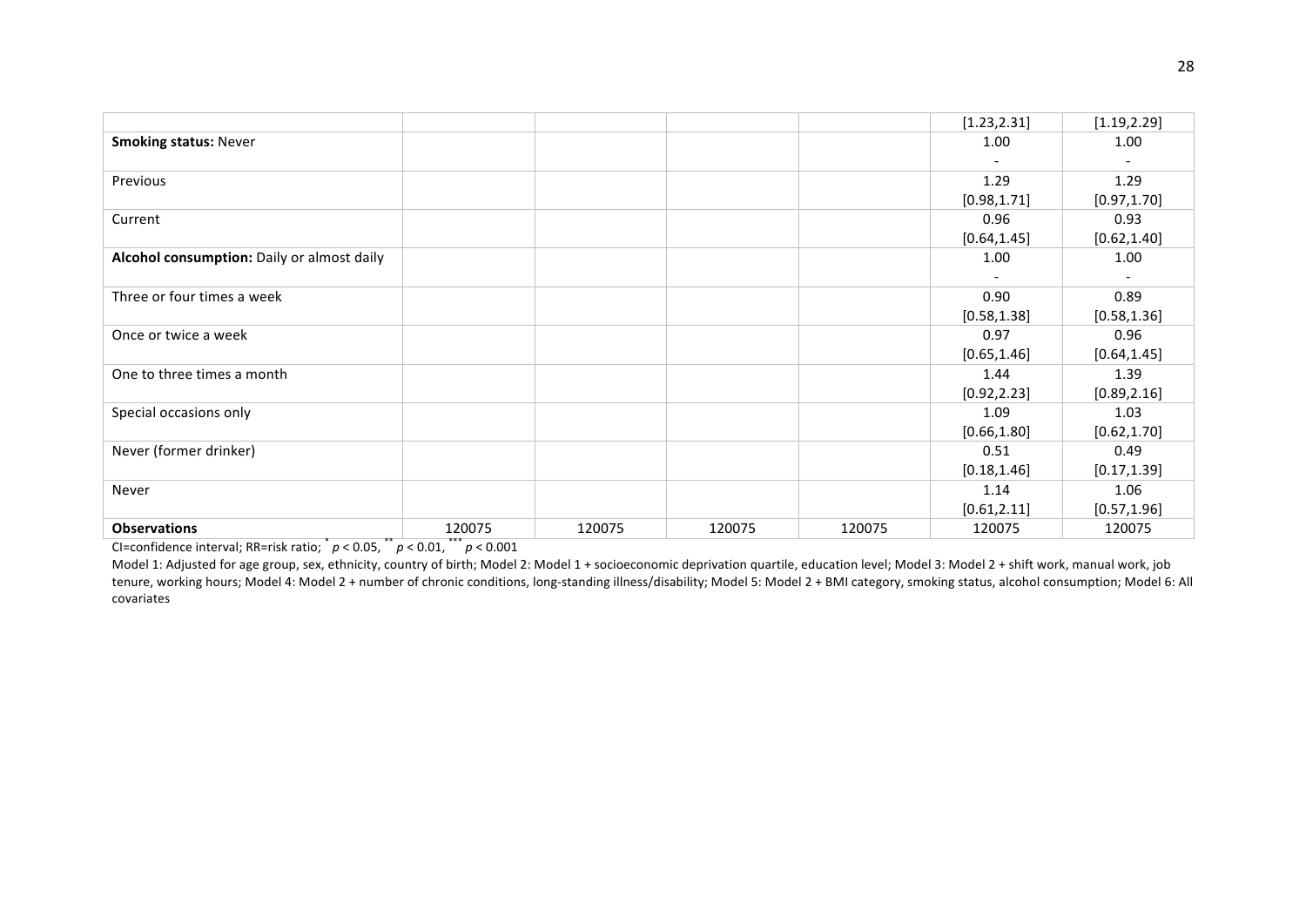| | | | | | | |
|---|---|---|---|---|---|---|
| | | | | | [1.23,2.31] | [1.19,2.29] |
| **Smoking status:** Never | | | | | 1.00 | 1.00 |
| | | | | | - | - |
| Previous | | | | | 1.29 | 1.29 |
| | | | | | [0.98,1.71] | [0.97,1.70] |
| Current | | | | | 0.96 | 0.93 |
| | | | | | [0.64,1.45] | [0.62,1.40] |
| **Alcohol consumption:** Daily or almost daily | | | | | 1.00 | 1.00 |
| | | | | | - | - |
| Three or four times a week | | | | | 0.90 | 0.89 |
| | | | | | [0.58,1.38] | [0.58,1.36] |
| Once or twice a week | | | | | 0.97 | 0.96 |
| | | | | | [0.65,1.46] | [0.64,1.45] |
| One to three times a month | | | | | 1.44 | 1.39 |
| | | | | | [0.92,2.23] | [0.89,2.16] |
| Special occasions only | | | | | 1.09 | 1.03 |
| | | | | | [0.66,1.80] | [0.62,1.70] |
| Never (former drinker) | | | | | 0.51 | 0.49 |
| | | | | | [0.18,1.46] | [0.17,1.39] |
| Never | | | | | 1.14 | 1.06 |
| | | | | | [0.61,2.11] | [0.57,1.96] |
| **Observations** | 120075 | 120075 | 120075 | 120075 | 120075 | 120075 |

CI=confidence interval; RR=risk ratio; * $p < 0.05$, ** $p < 0.01$, *** $p < 0.001$

Model 1: Adjusted for age group, sex, ethnicity, country of birth; Model 2: Model 1 + socioeconomic deprivation quartile, education level; Model 3: Model 2 + shift work, manual work, job tenure, working hours; Model 4: Model 2 + number of chronic conditions, long-standing illness/disability; Model 5: Model 2 + BMI category, smoking status, alcohol consumption; Model 6: All covariates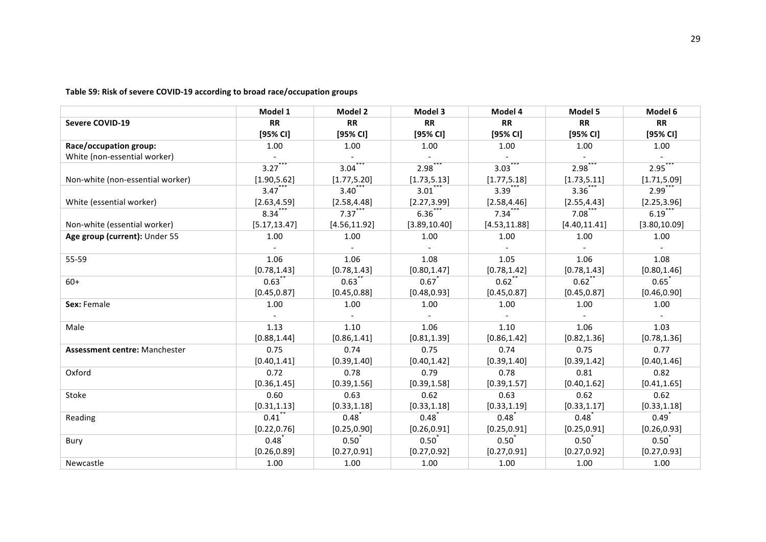**Table S9: Risk of severe COVID-19 according to broad race/occupation groups**

| | Model 1 | Model 2 | Model 3 | Model 4 | Model 5 | Model 6 |
|---|---|---|---|---|---|---|
| **Severe COVID-19** | **RR [95% CI]** | **RR [95% CI]** | **RR [95% CI]** | **RR [95% CI]** | **RR [95% CI]** | **RR [95% CI]** |
| **Race/occupation group:** White (non-essential worker) | 1.00<br>- | 1.00<br>- | 1.00<br>- | 1.00<br>- | 1.00<br>- | 1.00<br>- |
| Non-white (non-essential worker) | 3.27***<br>[1.90,5.62] | 3.04***<br>[1.77,5.20] | 2.98***<br>[1.73,5.13] | 3.03***<br>[1.77,5.18] | 2.98***<br>[1.73,5.11] | 2.95***<br>[1.71,5.09] |
| White (essential worker) | 3.47***<br>[2.63,4.59] | 3.40***<br>[2.58,4.48] | 3.01***<br>[2.27,3.99] | 3.39***<br>[2.58,4.46] | 3.36***<br>[2.55,4.43] | 2.99***<br>[2.25,3.96] |
| Non-white (essential worker) | 8.34***<br>[5.17,13.47] | 7.37***<br>[4.56,11.92] | 6.36***<br>[3.89,10.40] | 7.34***<br>[4.53,11.88] | 7.08***<br>[4.40,11.41] | 6.19***<br>[3.80,10.09] |
| **Age group (current):** Under 55 | 1.00<br>- | 1.00<br>- | 1.00<br>- | 1.00<br>- | 1.00<br>- | 1.00<br>- |
| 55-59 | 1.06<br>[0.78,1.43] | 1.06<br>[0.78,1.43] | 1.08<br>[0.80,1.47] | 1.05<br>[0.78,1.42] | 1.06<br>[0.78,1.43] | 1.08<br>[0.80,1.46] |
| 60+ | 0.63**<br>[0.45,0.87] | 0.63**<br>[0.45,0.88] | 0.67*<br>[0.48,0.93] | 0.62**<br>[0.45,0.87] | 0.62**<br>[0.45,0.87] | 0.65*<br>[0.46,0.90] |
| **Sex:** Female | 1.00<br>- | 1.00<br>- | 1.00<br>- | 1.00<br>- | 1.00<br>- | 1.00<br>- |
| Male | 1.13<br>[0.88,1.44] | 1.10<br>[0.86,1.41] | 1.06<br>[0.81,1.39] | 1.10<br>[0.86,1.42] | 1.06<br>[0.82,1.36] | 1.03<br>[0.78,1.36] |
| **Assessment centre:** Manchester | 0.75<br>[0.40,1.41] | 0.74<br>[0.39,1.40] | 0.75<br>[0.40,1.42] | 0.74<br>[0.39,1.40] | 0.75<br>[0.39,1.42] | 0.77<br>[0.40,1.46] |
| Oxford | 0.72<br>[0.36,1.45] | 0.78<br>[0.39,1.56] | 0.79<br>[0.39,1.58] | 0.78<br>[0.39,1.57] | 0.81<br>[0.40,1.62] | 0.82<br>[0.41,1.65] |
| Stoke | 0.60<br>[0.31,1.13] | 0.63<br>[0.33,1.18] | 0.62<br>[0.33,1.18] | 0.63<br>[0.33,1.19] | 0.62<br>[0.33,1.17] | 0.62<br>[0.33,1.18] |
| Reading | 0.41**<br>[0.22,0.76] | 0.48*<br>[0.25,0.90] | 0.48*<br>[0.26,0.91] | 0.48*<br>[0.25,0.91] | 0.48*<br>[0.25,0.91] | 0.49*<br>[0.26,0.93] |
| Bury | 0.48*<br>[0.26,0.89] | 0.50*<br>[0.27,0.91] | 0.50*<br>[0.27,0.92] | 0.50*<br>[0.27,0.91] | 0.50*<br>[0.27,0.92] | 0.50*<br>[0.27,0.93] |
| Newcastle | 1.00 | 1.00 | 1.00 | 1.00 | 1.00 | 1.00 |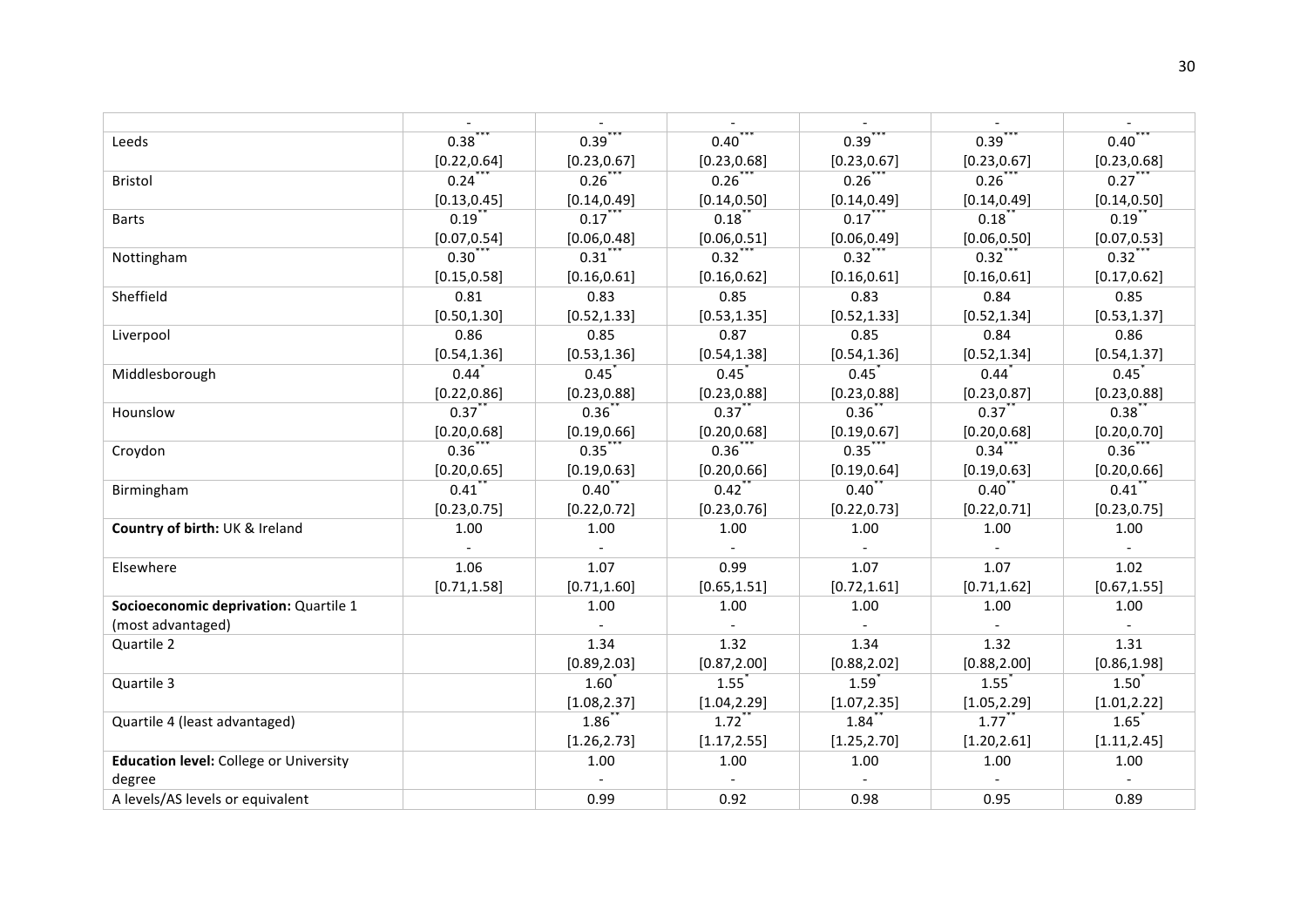| | | | | | | |
|---|---|---|---|---|---|---|
| | - | - | - | - | - | - |
| Leeds | 0.38*** | 0.39*** | 0.40*** | 0.39*** | 0.39*** | 0.40*** |
| | [0.22,0.64] | [0.23,0.67] | [0.23,0.68] | [0.23,0.67] | [0.23,0.67] | [0.23,0.68] |
| Bristol | 0.24*** | 0.26*** | 0.26*** | 0.26*** | 0.26*** | 0.27*** |
| | [0.13,0.45] | [0.14,0.49] | [0.14,0.50] | [0.14,0.49] | [0.14,0.49] | [0.14,0.50] |
| Barts | 0.19** | 0.17*** | 0.18** | 0.17*** | 0.18** | 0.19** |
| | [0.07,0.54] | [0.06,0.48] | [0.06,0.51] | [0.06,0.49] | [0.06,0.50] | [0.07,0.53] |
| Nottingham | 0.30*** | 0.31*** | 0.32*** | 0.32*** | 0.32*** | 0.32*** |
| | [0.15,0.58] | [0.16,0.61] | [0.16,0.62] | [0.16,0.61] | [0.16,0.61] | [0.17,0.62] |
| Sheffield | 0.81 | 0.83 | 0.85 | 0.83 | 0.84 | 0.85 |
| | [0.50,1.30] | [0.52,1.33] | [0.53,1.35] | [0.52,1.33] | [0.52,1.34] | [0.53,1.37] |
| Liverpool | 0.86 | 0.85 | 0.87 | 0.85 | 0.84 | 0.86 |
| | [0.54,1.36] | [0.53,1.36] | [0.54,1.38] | [0.54,1.36] | [0.52,1.34] | [0.54,1.37] |
| Middlesborough | 0.44* | 0.45* | 0.45* | 0.45* | 0.44* | 0.45* |
| | [0.22,0.86] | [0.23,0.88] | [0.23,0.88] | [0.23,0.88] | [0.23,0.87] | [0.23,0.88] |
| Hounslow | 0.37** | 0.36** | 0.37** | 0.36** | 0.37** | 0.38** |
| | [0.20,0.68] | [0.19,0.66] | [0.20,0.68] | [0.19,0.67] | [0.20,0.68] | [0.20,0.70] |
| Croydon | 0.36*** | 0.35*** | 0.36*** | 0.35*** | 0.34*** | 0.36*** |
| | [0.20,0.65] | [0.19,0.63] | [0.20,0.66] | [0.19,0.64] | [0.19,0.63] | [0.20,0.66] |
| Birmingham | 0.41** | 0.40** | 0.42** | 0.40** | 0.40** | 0.41** |
| | [0.23,0.75] | [0.22,0.72] | [0.23,0.76] | [0.22,0.73] | [0.22,0.71] | [0.23,0.75] |
| **Country of birth:** UK & Ireland | 1.00 | 1.00 | 1.00 | 1.00 | 1.00 | 1.00 |
| | - | - | - | - | - | - |
| Elsewhere | 1.06 | 1.07 | 0.99 | 1.07 | 1.07 | 1.02 |
| | [0.71,1.58] | [0.71,1.60] | [0.65,1.51] | [0.72,1.61] | [0.71,1.62] | [0.67,1.55] |
| **Socioeconomic deprivation:** Quartile 1 (most advantaged) | | 1.00 | 1.00 | 1.00 | 1.00 | 1.00 |
| | | - | - | - | - | - |
| Quartile 2 | | 1.34 | 1.32 | 1.34 | 1.32 | 1.31 |
| | | [0.89,2.03] | [0.87,2.00] | [0.88,2.02] | [0.88,2.00] | [0.86,1.98] |
| Quartile 3 | | 1.60* | 1.55* | 1.59* | 1.55* | 1.50* |
| | | [1.08,2.37] | [1.04,2.29] | [1.07,2.35] | [1.05,2.29] | [1.01,2.22] |
| Quartile 4 (least advantaged) | | 1.86** | 1.72** | 1.84** | 1.77** | 1.65* |
| | | [1.26,2.73] | [1.17,2.55] | [1.25,2.70] | [1.20,2.61] | [1.11,2.45] |
| **Education level:** College or University degree | | 1.00 | 1.00 | 1.00 | 1.00 | 1.00 |
| | | - | - | - | - | - |
| A levels/AS levels or equivalent | | 0.99 | 0.92 | 0.98 | 0.95 | 0.89 |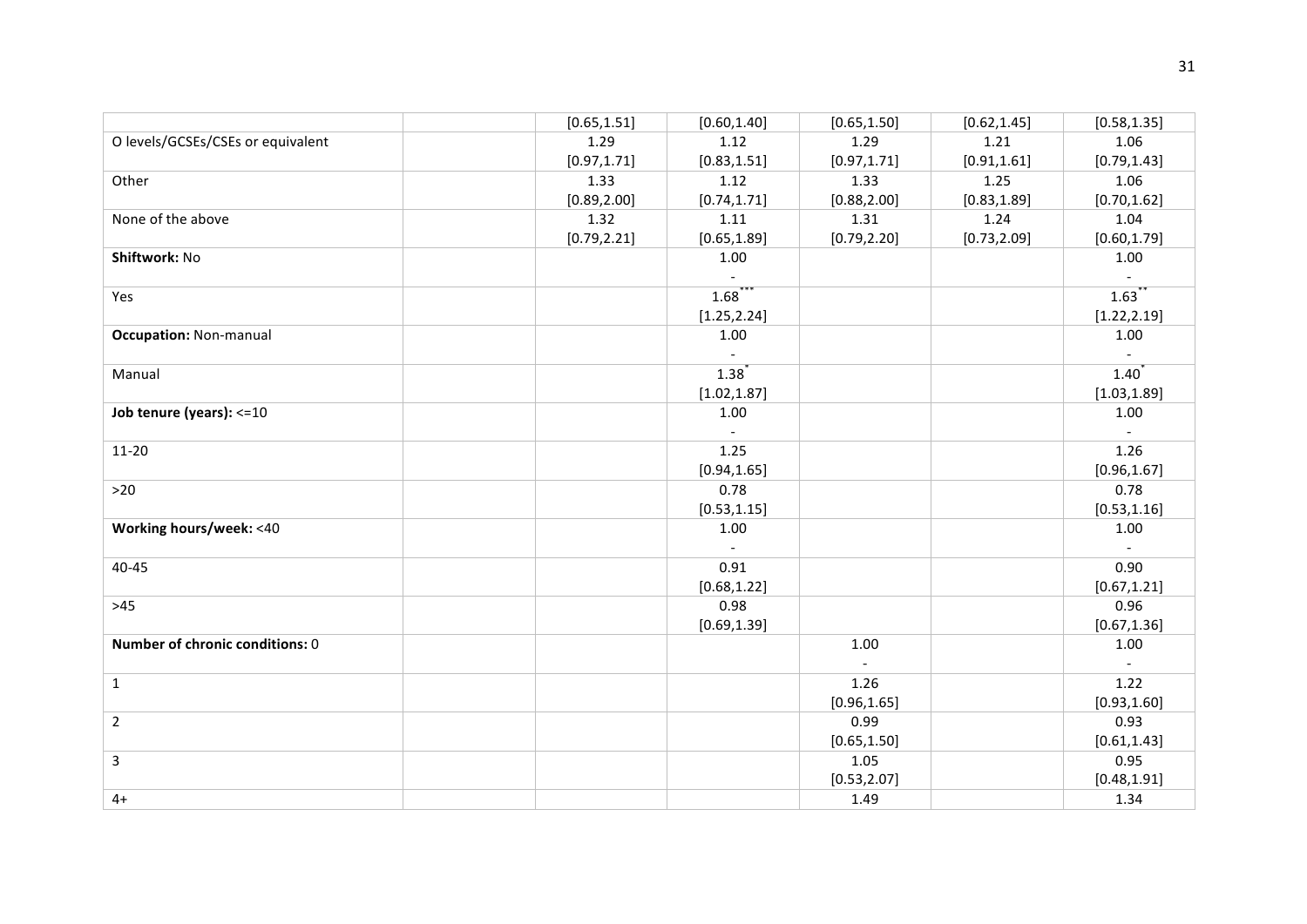| | | | | | | |
|---|---|---|---|---|---|---|
| | | [0.65,1.51] | [0.60,1.40] | [0.65,1.50] | [0.62,1.45] | [0.58,1.35] |
| O levels/GCSEs/CSEs or equivalent | | 1.29<br>[0.97,1.71] | 1.12<br>[0.83,1.51] | 1.29<br>[0.97,1.71] | 1.21<br>[0.91,1.61] | 1.06<br>[0.79,1.43] |
| Other | | 1.33<br>[0.89,2.00] | 1.12<br>[0.74,1.71] | 1.33<br>[0.88,2.00] | 1.25<br>[0.83,1.89] | 1.06<br>[0.70,1.62] |
| None of the above | | 1.32<br>[0.79,2.21] | 1.11<br>[0.65,1.89] | 1.31<br>[0.79,2.20] | 1.24<br>[0.73,2.09] | 1.04<br>[0.60,1.79] |
| **Shiftwork:** No | | | 1.00<br>- | | | 1.00<br>- |
| Yes | | | 1.68***<br>[1.25,2.24] | | | 1.63**<br>[1.22,2.19] |
| **Occupation:** Non-manual | | | 1.00<br>- | | | 1.00<br>- |
| Manual | | | 1.38*<br>[1.02,1.87] | | | 1.40*<br>[1.03,1.89] |
| **Job tenure (years):** <=10 | | | 1.00<br>- | | | 1.00<br>- |
| 11-20 | | | 1.25<br>[0.94,1.65] | | | 1.26<br>[0.96,1.67] |
| >20 | | | 0.78<br>[0.53,1.15] | | | 0.78<br>[0.53,1.16] |
| **Working hours/week:** <40 | | | 1.00<br>- | | | 1.00<br>- |
| 40-45 | | | 0.91<br>[0.68,1.22] | | | 0.90<br>[0.67,1.21] |
| >45 | | | 0.98<br>[0.69,1.39] | | | 0.96<br>[0.67,1.36] |
| **Number of chronic conditions:** 0 | | | | 1.00<br>- | | 1.00<br>- |
| 1 | | | | 1.26<br>[0.96,1.65] | | 1.22<br>[0.93,1.60] |
| 2 | | | | 0.99<br>[0.65,1.50] | | 0.93<br>[0.61,1.43] |
| 3 | | | | 1.05<br>[0.53,2.07] | | 0.95<br>[0.48,1.91] |
| 4+ | | | | 1.49 | | 1.34 |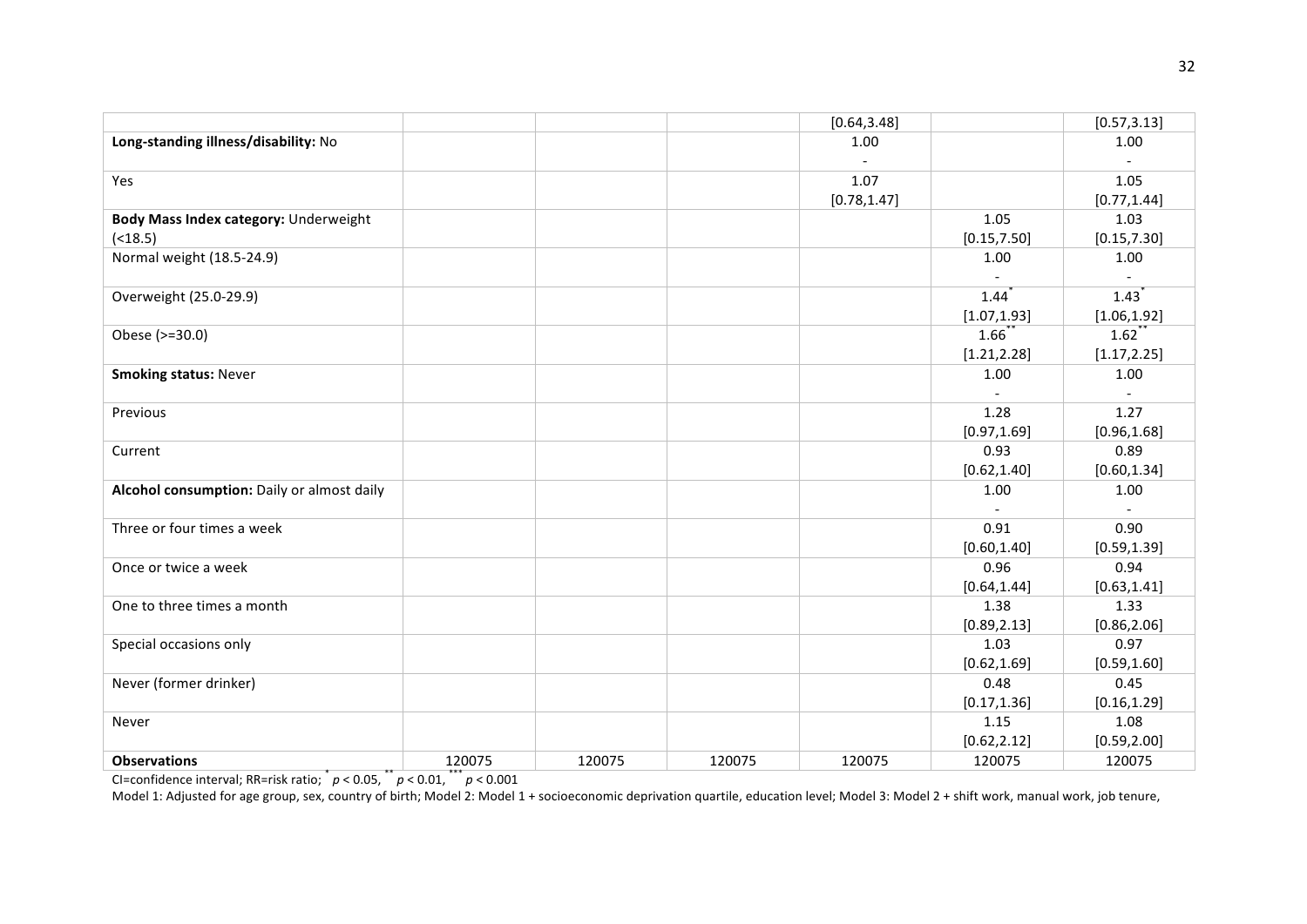| | | | | | | |
|---|---|---|---|---|---|---|
| | | | | [0.64,3.48] | | [0.57,3.13] |
| **Long-standing illness/disability:** No | | | | 1.00<br>- | | 1.00<br>- |
| Yes | | | | 1.07<br>[0.78,1.47] | | 1.05<br>[0.77,1.44] |
| **Body Mass Index category:** Underweight (<18.5) | | | | | 1.05<br>[0.15,7.50] | 1.03<br>[0.15,7.30] |
| Normal weight (18.5-24.9) | | | | | 1.00<br>- | 1.00<br>- |
| Overweight (25.0-29.9) | | | | | 1.44*<br>[1.07,1.93] | 1.43*<br>[1.06,1.92] |
| Obese (>=30.0) | | | | | 1.66**<br>[1.21,2.28] | 1.62**<br>[1.17,2.25] |
| **Smoking status:** Never | | | | | 1.00<br>- | 1.00<br>- |
| Previous | | | | | 1.28<br>[0.97,1.69] | 1.27<br>[0.96,1.68] |
| Current | | | | | 0.93<br>[0.62,1.40] | 0.89<br>[0.60,1.34] |
| **Alcohol consumption:** Daily or almost daily | | | | | 1.00<br>- | 1.00<br>- |
| Three or four times a week | | | | | 0.91<br>[0.60,1.40] | 0.90<br>[0.59,1.39] |
| Once or twice a week | | | | | 0.96<br>[0.64,1.44] | 0.94<br>[0.63,1.41] |
| One to three times a month | | | | | 1.38<br>[0.89,2.13] | 1.33<br>[0.86,2.06] |
| Special occasions only | | | | | 1.03<br>[0.62,1.69] | 0.97<br>[0.59,1.60] |
| Never (former drinker) | | | | | 0.48<br>[0.17,1.36] | 0.45<br>[0.16,1.29] |
| Never | | | | | 1.15<br>[0.62,2.12] | 1.08<br>[0.59,2.00] |
| **Observations** | 120075 | 120075 | 120075 | 120075 | 120075 | 120075 |

CI=confidence interval; RR=risk ratio; * $p < 0.05$, ** $p < 0.01$, *** $p < 0.001$

Model 1: Adjusted for age group, sex, country of birth; Model 2: Model 1 + socioeconomic deprivation quartile, education level; Model 3: Model 2 + shift work, manual work, job tenure,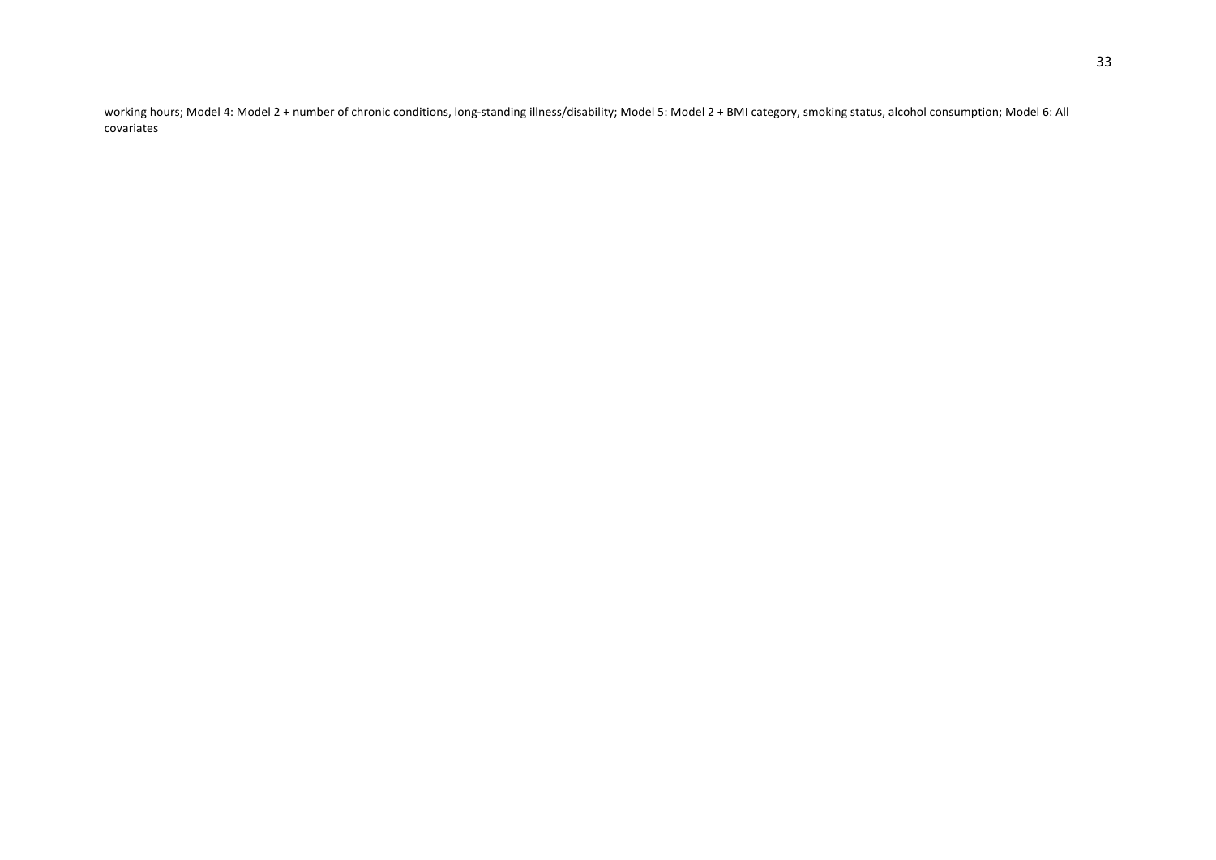working hours; Model 4: Model 2 + number of chronic conditions, long-standing illness/disability; Model 5: Model 2 + BMI category, smoking status, alcohol consumption; Model 6: All covariates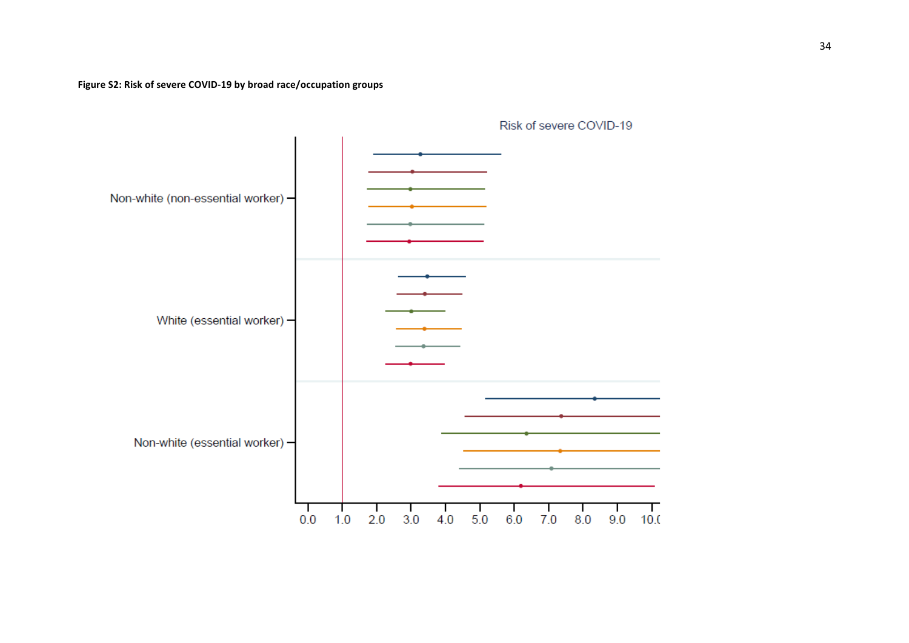**Figure S2: Risk of severe COVID-19 by broad race/occupation groups**

Risk of severe COVID-19

Non-white (non-essential worker)

White (essential worker)

Non-white (essential worker)

0.0 1.0 2.0 3.0 4.0 5.0 6.0 7.0 8.0 9.0 10.0